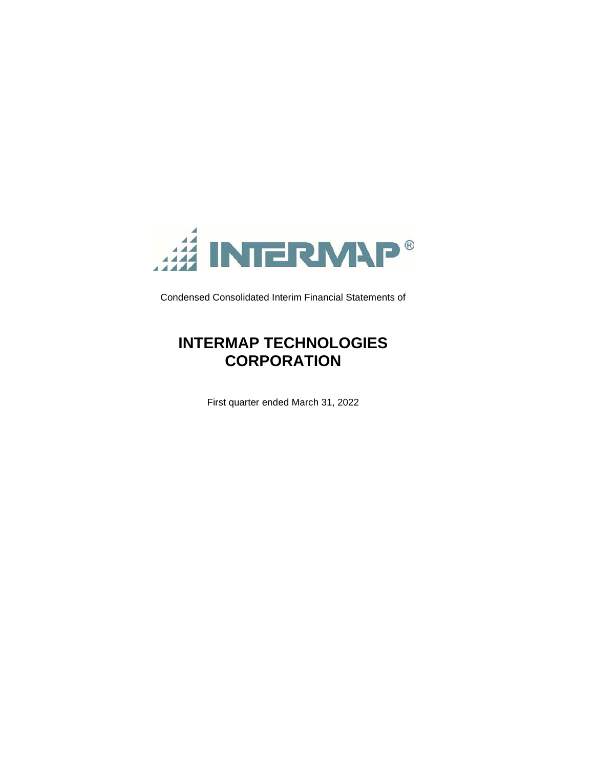Condensed Consolidated Interim Financial Statements of

# INTERMAP TECHNOLOGIES CORPORATION

First quarter ended March 31, 2022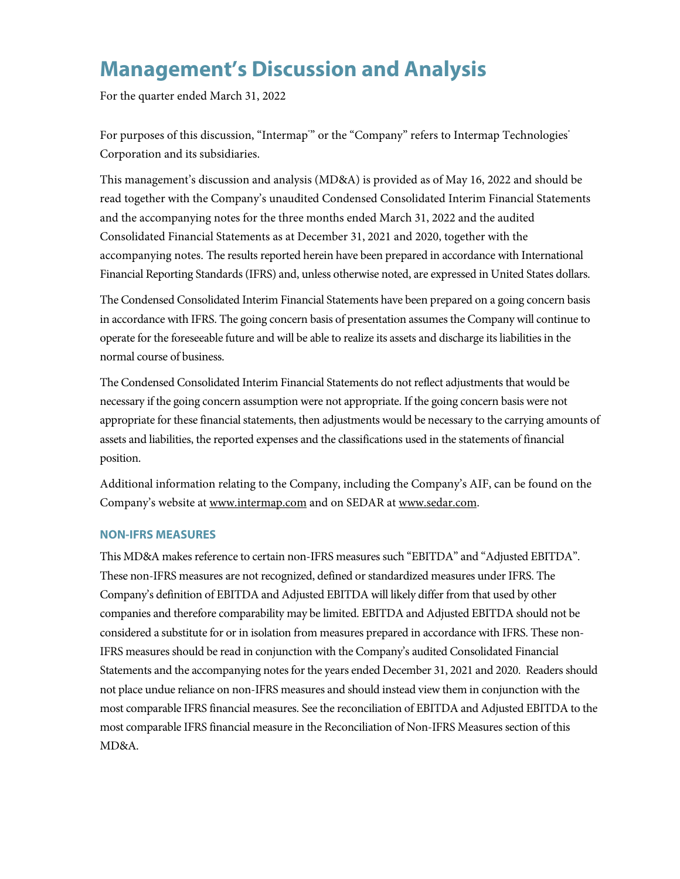# Management's Discussion and Analysis

For the quarter ended March 31, 2022

For purposes of this discussion, "Intermap®" or the "Company" refers to Intermap Technologies® Corporation and its subsidiaries.

This management's discussion and analysis (MD&A) is provided as of May 16, 2022 and should be read together with the Company's unaudited Condensed Consolidated Interim Financial Statements and the accompanying notes for the three months ended March 31, 2022 and the audited Consolidated Financial Statements as at December 31, 2021 and 2020, together with the accompanying notes. The results reported herein have been prepared in accordance with International Financial Reporting Standards (IFRS) and, unless otherwise noted, are expressed in United States dollars.

The Condensed Consolidated Interim Financial Statements have been prepared on a going concern basis in accordance with IFRS. The going concern basis of presentation assumes the Company will continue to operate for the foreseeable future and will be able to realize its assets and discharge its liabilities in the normal course of business.

The Condensed Consolidated Interim Financial Statements do not reflect adjustments that would be necessary if the going concern assumption were not appropriate. If the going concern basis were not appropriate for these financial statements, then adjustments would be necessary to the carrying amounts of assets and liabilities, the reported expenses and the classifications used in the statements of financial position.

Additional information relating to the Company, including the Company's AIF, can be found on the Company's website at www.intermap.com and on SEDAR at www.sedar.com.

### NON-IFRS MEASURES

This MD&A makes reference to certain non-IFRS measures such "EBITDA" and "Adjusted EBITDA". These non-IFRS measures are not recognized, defined or standardized measures under IFRS. The Company's definition of EBITDA and Adjusted EBITDA will likely differ from that used by other companies and therefore comparability may be limited. EBITDA and Adjusted EBITDA should not be considered a substitute for or in isolation from measures prepared in accordance with IFRS. These non-IFRS measures should be read in conjunction with the Company's audited Consolidated Financial Statements and the accompanying notes for the years ended December 31, 2021 and 2020. Readers should not place undue reliance on non-IFRS measures and should instead view them in conjunction with the most comparable IFRS financial measures. See the reconciliation of EBITDA and Adjusted EBITDA to the most comparable IFRS financial measure in the Reconciliation of Non-IFRS Measures section of this MD&A.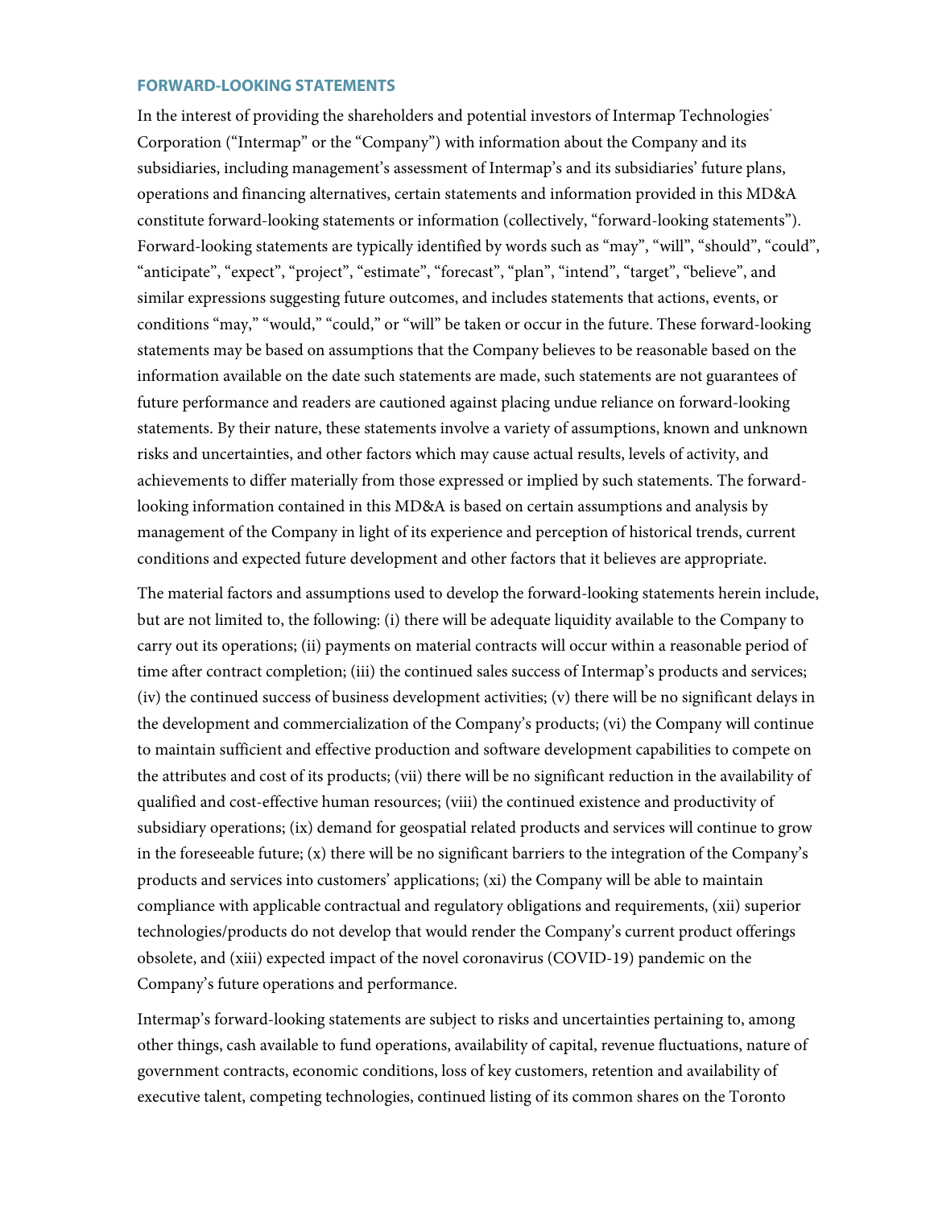## FORWARD-LOOKING STATEMENTS

In the interest of providing the shareholders and potential investors of Intermap Technologies® Corporation ("Intermap" or the "Company") with information about the Company and its subsidiaries, including management's assessment of Intermap's and its subsidiaries' future plans, operations and financing alternatives, certain statements and information provided in this MD&A constitute forward-looking statements or information (collectively, "forward-looking statements"). Forward-looking statements are typically identified by words such as "may", "will", "should", "could", "anticipate", "expect", "project", "estimate", "forecast", "plan", "intend", "target", "believe", and similar expressions suggesting future outcomes, and includes statements that actions, events, or conditions "may," "would," "could," or "will" be taken or occur in the future. These forward-looking statements may be based on assumptions that the Company believes to be reasonable based on the information available on the date such statements are made, such statements are not guarantees of future performance and readers are cautioned against placing undue reliance on forward-looking statements. By their nature, these statements involve a variety of assumptions, known and unknown risks and uncertainties, and other factors which may cause actual results, levels of activity, and achievements to differ materially from those expressed or implied by such statements. The forward-looking information contained in this MD&A is based on certain assumptions and analysis by management of the Company in light of its experience and perception of historical trends, current conditions and expected future development and other factors that it believes are appropriate.

The material factors and assumptions used to develop the forward-looking statements herein include, but are not limited to, the following: (i) there will be adequate liquidity available to the Company to carry out its operations; (ii) payments on material contracts will occur within a reasonable period of time after contract completion; (iii) the continued sales success of Intermap's products and services; (iv) the continued success of business development activities; (v) there will be no significant delays in the development and commercialization of the Company's products; (vi) the Company will continue to maintain sufficient and effective production and software development capabilities to compete on the attributes and cost of its products; (vii) there will be no significant reduction in the availability of qualified and cost-effective human resources; (viii) the continued existence and productivity of subsidiary operations; (ix) demand for geospatial related products and services will continue to grow in the foreseeable future; (x) there will be no significant barriers to the integration of the Company's products and services into customers' applications; (xi) the Company will be able to maintain compliance with applicable contractual and regulatory obligations and requirements, (xii) superior technologies/products do not develop that would render the Company's current product offerings obsolete, and (xiii) expected impact of the novel coronavirus (COVID-19) pandemic on the Company's future operations and performance.

Intermap's forward-looking statements are subject to risks and uncertainties pertaining to, among other things, cash available to fund operations, availability of capital, revenue fluctuations, nature of government contracts, economic conditions, loss of key customers, retention and availability of executive talent, competing technologies, continued listing of its common shares on the Toronto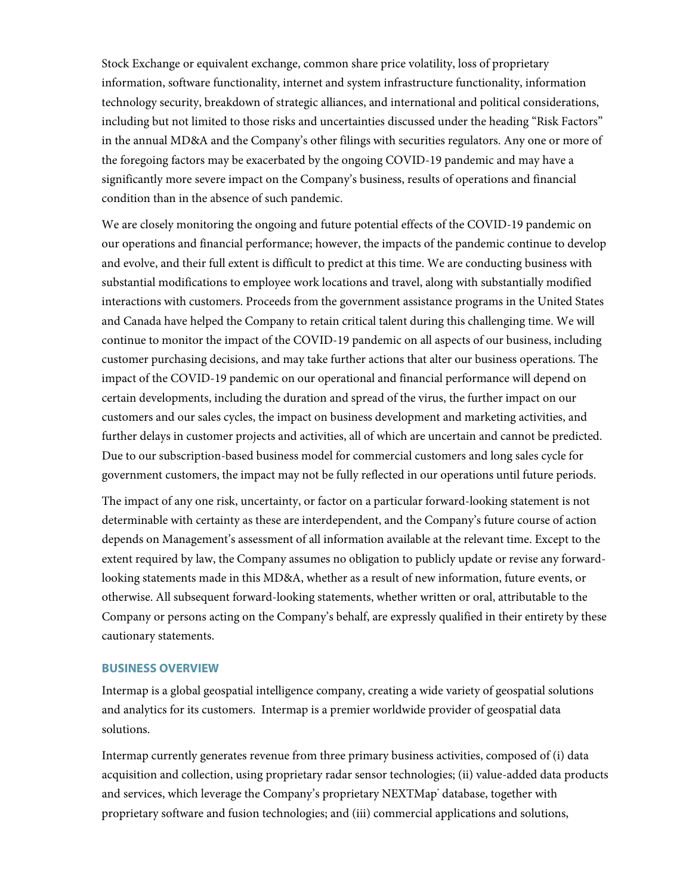Stock Exchange or equivalent exchange, common share price volatility, loss of proprietary information, software functionality, internet and system infrastructure functionality, information technology security, breakdown of strategic alliances, and international and political considerations, including but not limited to those risks and uncertainties discussed under the heading "Risk Factors" in the annual MD&A and the Company's other filings with securities regulators. Any one or more of the foregoing factors may be exacerbated by the ongoing COVID-19 pandemic and may have a significantly more severe impact on the Company's business, results of operations and financial condition than in the absence of such pandemic.

We are closely monitoring the ongoing and future potential effects of the COVID-19 pandemic on our operations and financial performance; however, the impacts of the pandemic continue to develop and evolve, and their full extent is difficult to predict at this time. We are conducting business with substantial modifications to employee work locations and travel, along with substantially modified interactions with customers. Proceeds from the government assistance programs in the United States and Canada have helped the Company to retain critical talent during this challenging time. We will continue to monitor the impact of the COVID-19 pandemic on all aspects of our business, including customer purchasing decisions, and may take further actions that alter our business operations. The impact of the COVID-19 pandemic on our operational and financial performance will depend on certain developments, including the duration and spread of the virus, the further impact on our customers and our sales cycles, the impact on business development and marketing activities, and further delays in customer projects and activities, all of which are uncertain and cannot be predicted. Due to our subscription-based business model for commercial customers and long sales cycle for government customers, the impact may not be fully reflected in our operations until future periods.

The impact of any one risk, uncertainty, or factor on a particular forward-looking statement is not determinable with certainty as these are interdependent, and the Company's future course of action depends on Management's assessment of all information available at the relevant time. Except to the extent required by law, the Company assumes no obligation to publicly update or revise any forward-looking statements made in this MD&A, whether as a result of new information, future events, or otherwise. All subsequent forward-looking statements, whether written or oral, attributable to the Company or persons acting on the Company's behalf, are expressly qualified in their entirety by these cautionary statements.

## BUSINESS OVERVIEW

Intermap is a global geospatial intelligence company, creating a wide variety of geospatial solutions and analytics for its customers. Intermap is a premier worldwide provider of geospatial data solutions.

Intermap currently generates revenue from three primary business activities, composed of (i) data acquisition and collection, using proprietary radar sensor technologies; (ii) value-added data products and services, which leverage the Company's proprietary NEXTMap® database, together with proprietary software and fusion technologies; and (iii) commercial applications and solutions,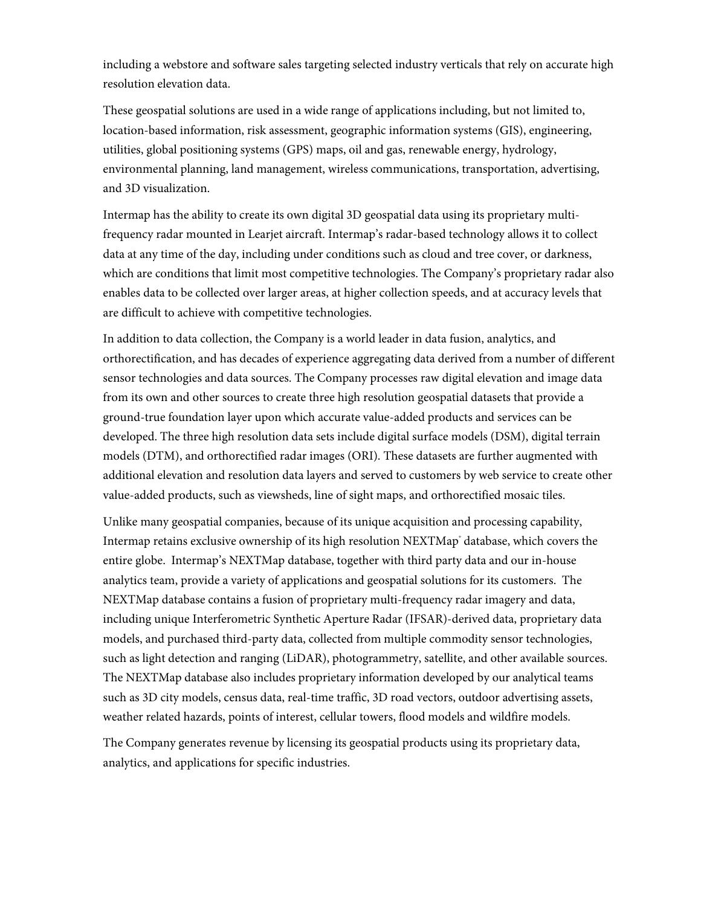including a webstore and software sales targeting selected industry verticals that rely on accurate high resolution elevation data.

These geospatial solutions are used in a wide range of applications including, but not limited to, location-based information, risk assessment, geographic information systems (GIS), engineering, utilities, global positioning systems (GPS) maps, oil and gas, renewable energy, hydrology, environmental planning, land management, wireless communications, transportation, advertising, and 3D visualization.

Intermap has the ability to create its own digital 3D geospatial data using its proprietary multi-frequency radar mounted in Learjet aircraft. Intermap's radar-based technology allows it to collect data at any time of the day, including under conditions such as cloud and tree cover, or darkness, which are conditions that limit most competitive technologies. The Company's proprietary radar also enables data to be collected over larger areas, at higher collection speeds, and at accuracy levels that are difficult to achieve with competitive technologies.

In addition to data collection, the Company is a world leader in data fusion, analytics, and orthorectification, and has decades of experience aggregating data derived from a number of different sensor technologies and data sources. The Company processes raw digital elevation and image data from its own and other sources to create three high resolution geospatial datasets that provide a ground-true foundation layer upon which accurate value-added products and services can be developed. The three high resolution data sets include digital surface models (DSM), digital terrain models (DTM), and orthorectified radar images (ORI). These datasets are further augmented with additional elevation and resolution data layers and served to customers by web service to create other value-added products, such as viewsheds, line of sight maps, and orthorectified mosaic tiles.

Unlike many geospatial companies, because of its unique acquisition and processing capability, Intermap retains exclusive ownership of its high resolution NEXTMap® database, which covers the entire globe. Intermap's NEXTMap database, together with third party data and our in-house analytics team, provide a variety of applications and geospatial solutions for its customers. The NEXTMap database contains a fusion of proprietary multi-frequency radar imagery and data, including unique Interferometric Synthetic Aperture Radar (IFSAR)-derived data, proprietary data models, and purchased third-party data, collected from multiple commodity sensor technologies, such as light detection and ranging (LiDAR), photogrammetry, satellite, and other available sources. The NEXTMap database also includes proprietary information developed by our analytical teams such as 3D city models, census data, real-time traffic, 3D road vectors, outdoor advertising assets, weather related hazards, points of interest, cellular towers, flood models and wildfire models.

The Company generates revenue by licensing its geospatial products using its proprietary data, analytics, and applications for specific industries.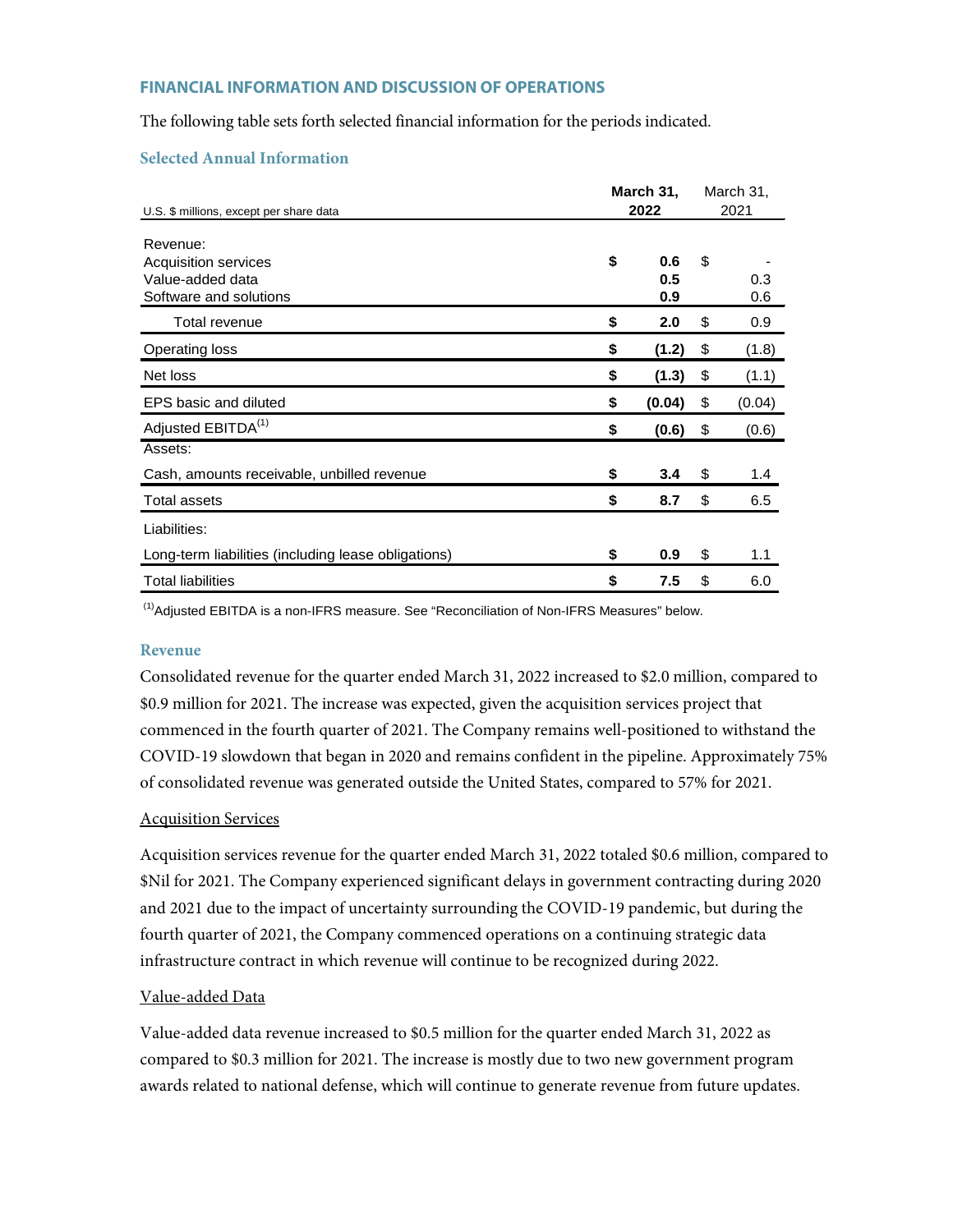## FINANCIAL INFORMATION AND DISCUSSION OF OPERATIONS

The following table sets forth selected financial information for the periods indicated.

### Selected Annual Information

| U.S. $ millions, except per share data | | **March 31, 2022** | | March 31, 2021 |
|---|---|---|---|---|
| Revenue: | | | | |
| Acquisition services | **$** | **0.6** | $ | - |
| Value-added data | | **0.5** | | 0.3 |
| Software and solutions | | **0.9** | | 0.6 |
| Total revenue | **$** | **2.0** | $ | 0.9 |
| Operating loss | **$** | **(1.2)** | $ | (1.8) |
| Net loss | **$** | **(1.3)** | $ | (1.1) |
| EPS basic and diluted | **$** | **(0.04)** | $ | (0.04) |
| Adjusted EBITDA[(1)] | **$** | **(0.6)** | $ | (0.6) |
| Assets: | | | | |
| Cash, amounts receivable, unbilled revenue | **$** | **3.4** | $ | 1.4 |
| Total assets | **$** | **8.7** | $ | 6.5 |
| Liabilities: | | | | |
| Long-term liabilities (including lease obligations) | **$** | **0.9** | $ | 1.1 |
| Total liabilities | **$** | **7.5** | $ | 6.0 |

[(1)]Adjusted EBITDA is a non-IFRS measure. See "Reconciliation of Non-IFRS Measures" below.

### Revenue

Consolidated revenue for the quarter ended March 31, 2022 increased to $2.0 million, compared to $0.9 million for 2021. The increase was expected, given the acquisition services project that commenced in the fourth quarter of 2021. The Company remains well-positioned to withstand the COVID-19 slowdown that began in 2020 and remains confident in the pipeline. Approximately 75% of consolidated revenue was generated outside the United States, compared to 57% for 2021.

#### Acquisition Services

Acquisition services revenue for the quarter ended March 31, 2022 totaled $0.6 million, compared to $Nil for 2021. The Company experienced significant delays in government contracting during 2020 and 2021 due to the impact of uncertainty surrounding the COVID-19 pandemic, but during the fourth quarter of 2021, the Company commenced operations on a continuing strategic data infrastructure contract in which revenue will continue to be recognized during 2022.

#### Value-added Data

Value-added data revenue increased to $0.5 million for the quarter ended March 31, 2022 as compared to $0.3 million for 2021. The increase is mostly due to two new government program awards related to national defense, which will continue to generate revenue from future updates.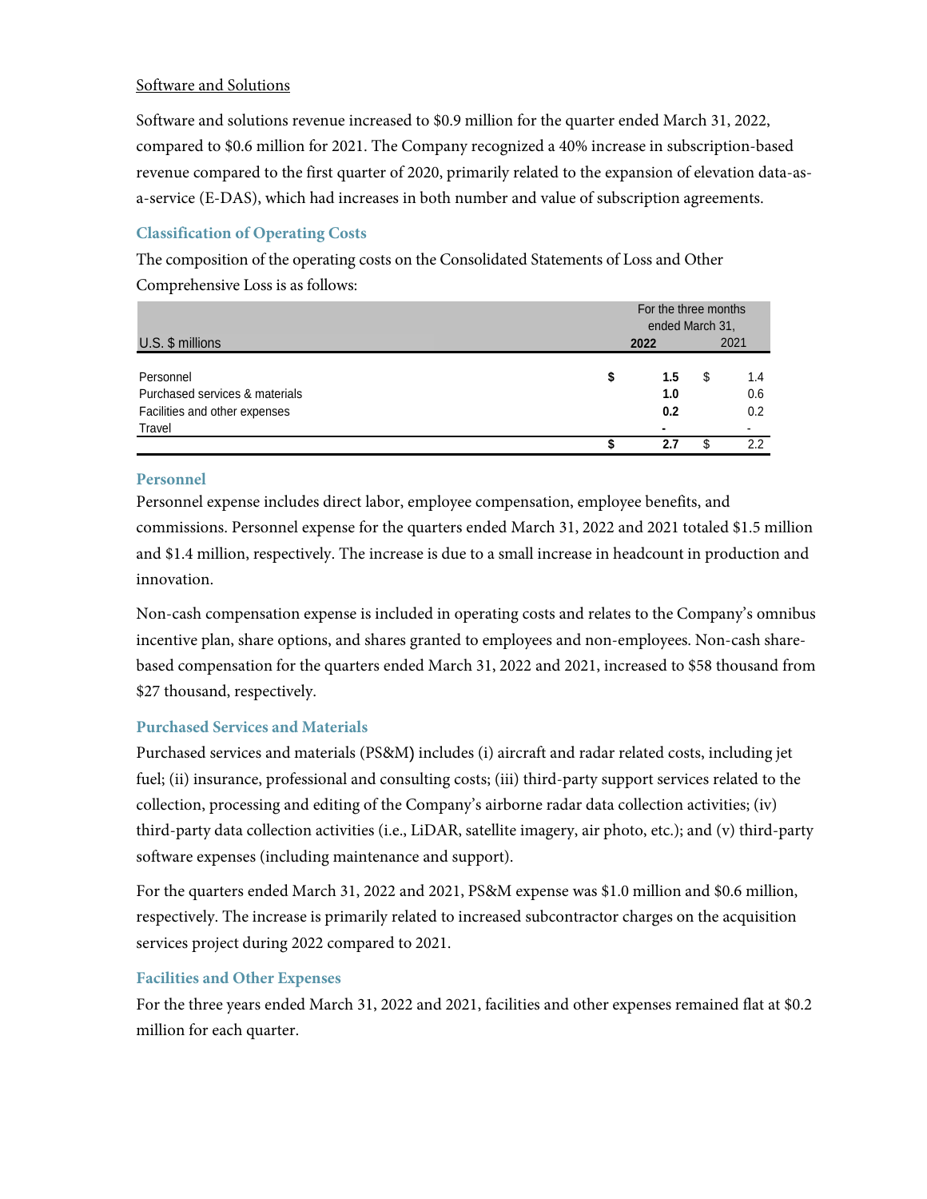Software and Solutions

Software and solutions revenue increased to $0.9 million for the quarter ended March 31, 2022, compared to $0.6 million for 2021. The Company recognized a 40% increase in subscription-based revenue compared to the first quarter of 2020, primarily related to the expansion of elevation data-as-a-service (E-DAS), which had increases in both number and value of subscription agreements.

### Classification of Operating Costs

The composition of the operating costs on the Consolidated Statements of Loss and Other Comprehensive Loss is as follows:

| U.S. $ millions | For the three months ended March 31, 2022 | 2021 |
|---|---|---|
| Personnel | **$ 1.5** | $ 1.4 |
| Purchased services & materials | **1.0** | 0.6 |
| Facilities and other expenses | **0.2** | 0.2 |
| Travel | **-** | - |
| | **$ 2.7** | $ 2.2 |

### Personnel

Personnel expense includes direct labor, employee compensation, employee benefits, and commissions. Personnel expense for the quarters ended March 31, 2022 and 2021 totaled $1.5 million and $1.4 million, respectively. The increase is due to a small increase in headcount in production and innovation.

Non-cash compensation expense is included in operating costs and relates to the Company's omnibus incentive plan, share options, and shares granted to employees and non-employees. Non-cash share-based compensation for the quarters ended March 31, 2022 and 2021, increased to $58 thousand from $27 thousand, respectively.

### Purchased Services and Materials

Purchased services and materials (PS&M) includes (i) aircraft and radar related costs, including jet fuel; (ii) insurance, professional and consulting costs; (iii) third-party support services related to the collection, processing and editing of the Company's airborne radar data collection activities; (iv) third-party data collection activities (i.e., LiDAR, satellite imagery, air photo, etc.); and (v) third-party software expenses (including maintenance and support).

For the quarters ended March 31, 2022 and 2021, PS&M expense was $1.0 million and $0.6 million, respectively. The increase is primarily related to increased subcontractor charges on the acquisition services project during 2022 compared to 2021.

### Facilities and Other Expenses

For the three years ended March 31, 2022 and 2021, facilities and other expenses remained flat at $0.2 million for each quarter.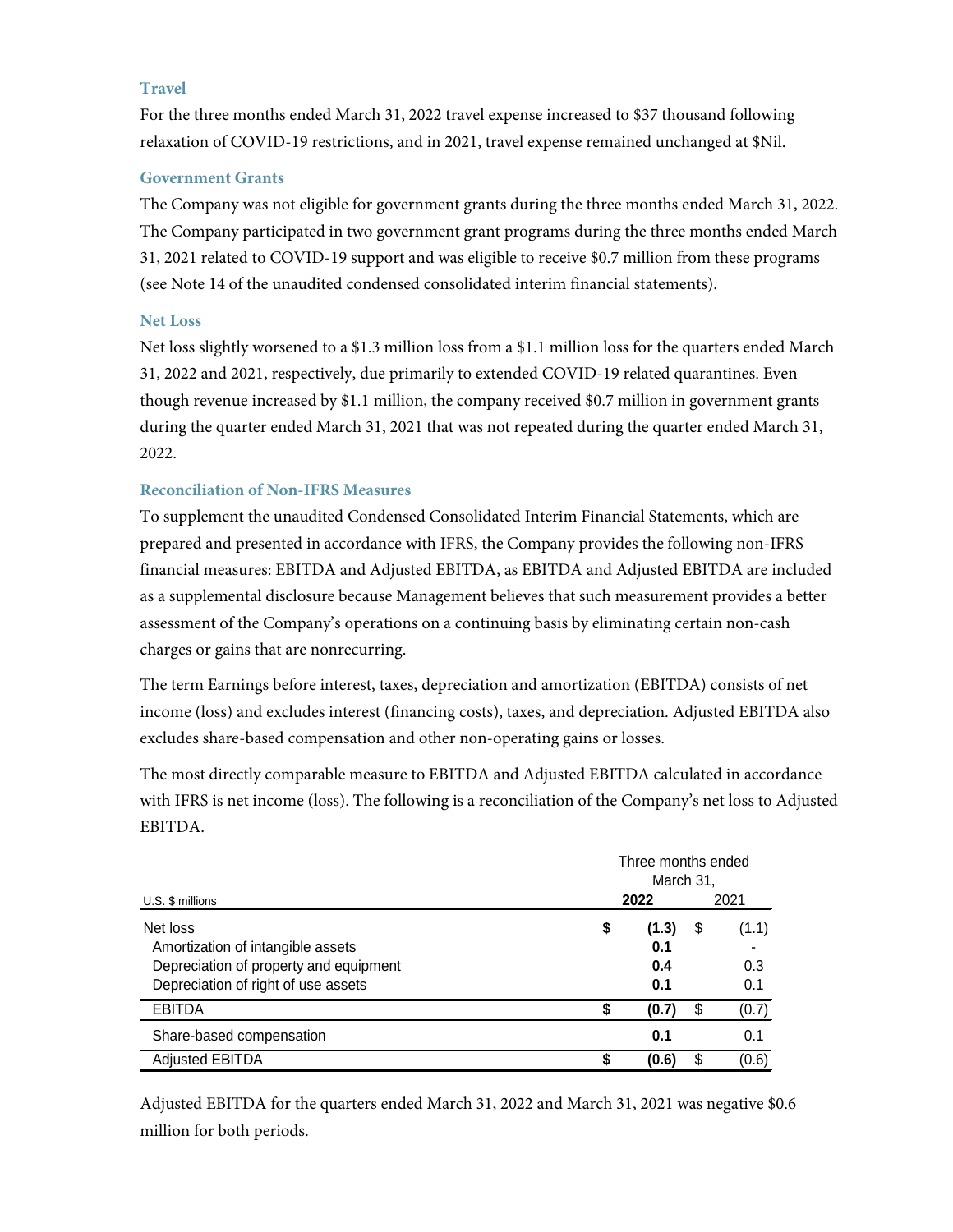### Travel

For the three months ended March 31, 2022 travel expense increased to $37 thousand following relaxation of COVID-19 restrictions, and in 2021, travel expense remained unchanged at $Nil.

### Government Grants

The Company was not eligible for government grants during the three months ended March 31, 2022. The Company participated in two government grant programs during the three months ended March 31, 2021 related to COVID-19 support and was eligible to receive $0.7 million from these programs (see Note 14 of the unaudited condensed consolidated interim financial statements).

### Net Loss

Net loss slightly worsened to a $1.3 million loss from a $1.1 million loss for the quarters ended March 31, 2022 and 2021, respectively, due primarily to extended COVID-19 related quarantines. Even though revenue increased by $1.1 million, the company received $0.7 million in government grants during the quarter ended March 31, 2021 that was not repeated during the quarter ended March 31, 2022.

### Reconciliation of Non-IFRS Measures

To supplement the unaudited Condensed Consolidated Interim Financial Statements, which are prepared and presented in accordance with IFRS, the Company provides the following non-IFRS financial measures: EBITDA and Adjusted EBITDA, as EBITDA and Adjusted EBITDA are included as a supplemental disclosure because Management believes that such measurement provides a better assessment of the Company's operations on a continuing basis by eliminating certain non-cash charges or gains that are nonrecurring.

The term Earnings before interest, taxes, depreciation and amortization (EBITDA) consists of net income (loss) and excludes interest (financing costs), taxes, and depreciation. Adjusted EBITDA also excludes share-based compensation and other non-operating gains or losses.

The most directly comparable measure to EBITDA and Adjusted EBITDA calculated in accordance with IFRS is net income (loss). The following is a reconciliation of the Company's net loss to Adjusted EBITDA.

| U.S. $ millions | Three months ended March 31, 2022 | 2021 |
|---|---|---|
| Net loss | **$ (1.3)** | $ (1.1) |
| Amortization of intangible assets | **0.1** | - |
| Depreciation of property and equipment | **0.4** | 0.3 |
| Depreciation of right of use assets | **0.1** | 0.1 |
| EBITDA | **$ (0.7)** | $ (0.7) |
| Share-based compensation | **0.1** | 0.1 |
| Adjusted EBITDA | **$ (0.6)** | $ (0.6) |

Adjusted EBITDA for the quarters ended March 31, 2022 and March 31, 2021 was negative $0.6 million for both periods.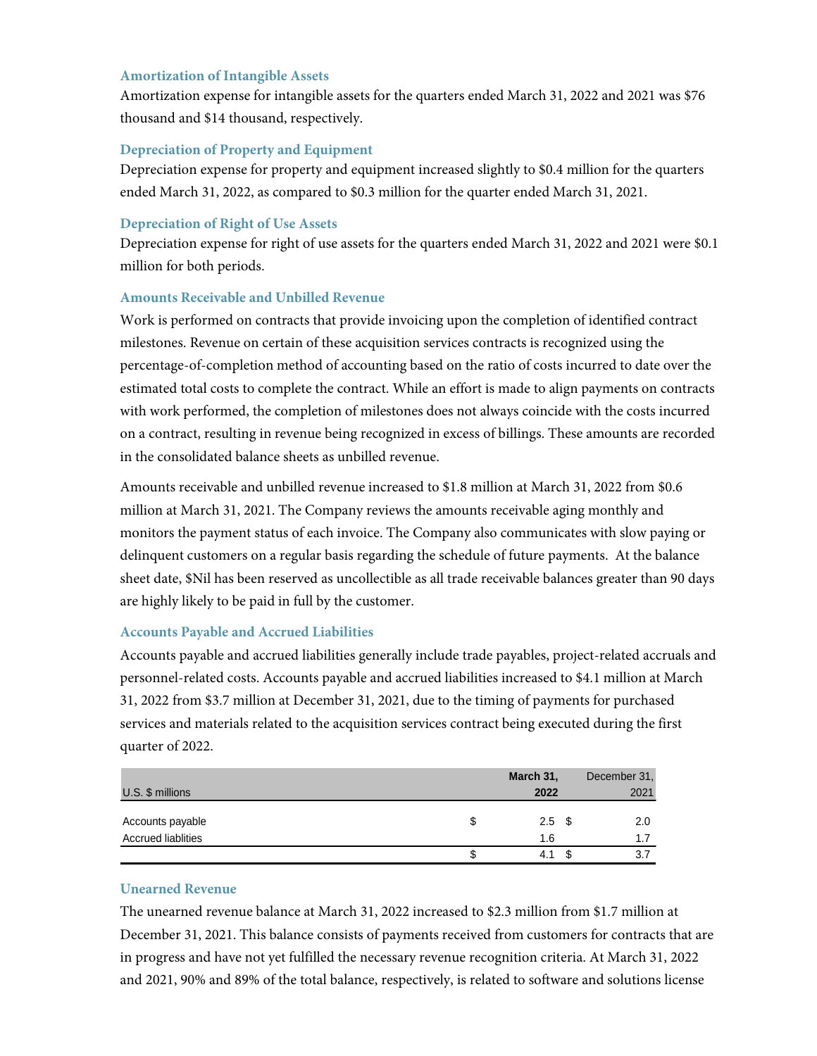### Amortization of Intangible Assets

Amortization expense for intangible assets for the quarters ended March 31, 2022 and 2021 was $76 thousand and $14 thousand, respectively.

### Depreciation of Property and Equipment

Depreciation expense for property and equipment increased slightly to $0.4 million for the quarters ended March 31, 2022, as compared to $0.3 million for the quarter ended March 31, 2021.

### Depreciation of Right of Use Assets

Depreciation expense for right of use assets for the quarters ended March 31, 2022 and 2021 were $0.1 million for both periods.

### Amounts Receivable and Unbilled Revenue

Work is performed on contracts that provide invoicing upon the completion of identified contract milestones. Revenue on certain of these acquisition services contracts is recognized using the percentage-of-completion method of accounting based on the ratio of costs incurred to date over the estimated total costs to complete the contract. While an effort is made to align payments on contracts with work performed, the completion of milestones does not always coincide with the costs incurred on a contract, resulting in revenue being recognized in excess of billings. These amounts are recorded in the consolidated balance sheets as unbilled revenue.

Amounts receivable and unbilled revenue increased to $1.8 million at March 31, 2022 from $0.6 million at March 31, 2021. The Company reviews the amounts receivable aging monthly and monitors the payment status of each invoice. The Company also communicates with slow paying or delinquent customers on a regular basis regarding the schedule of future payments. At the balance sheet date, $Nil has been reserved as uncollectible as all trade receivable balances greater than 90 days are highly likely to be paid in full by the customer.

### Accounts Payable and Accrued Liabilities

Accounts payable and accrued liabilities generally include trade payables, project-related accruals and personnel-related costs. Accounts payable and accrued liabilities increased to $4.1 million at March 31, 2022 from $3.7 million at December 31, 2021, due to the timing of payments for purchased services and materials related to the acquisition services contract being executed during the first quarter of 2022.

| U.S. $ millions | **March 31, 2022** | December 31, 2021 |
|---|---|---|
| Accounts payable | $ 2.5 | $ 2.0 |
| Accrued liablities | 1.6 | 1.7 |
| | $ 4.1 | $ 3.7 |

### Unearned Revenue

The unearned revenue balance at March 31, 2022 increased to $2.3 million from $1.7 million at December 31, 2021. This balance consists of payments received from customers for contracts that are in progress and have not yet fulfilled the necessary revenue recognition criteria. At March 31, 2022 and 2021, 90% and 89% of the total balance, respectively, is related to software and solutions license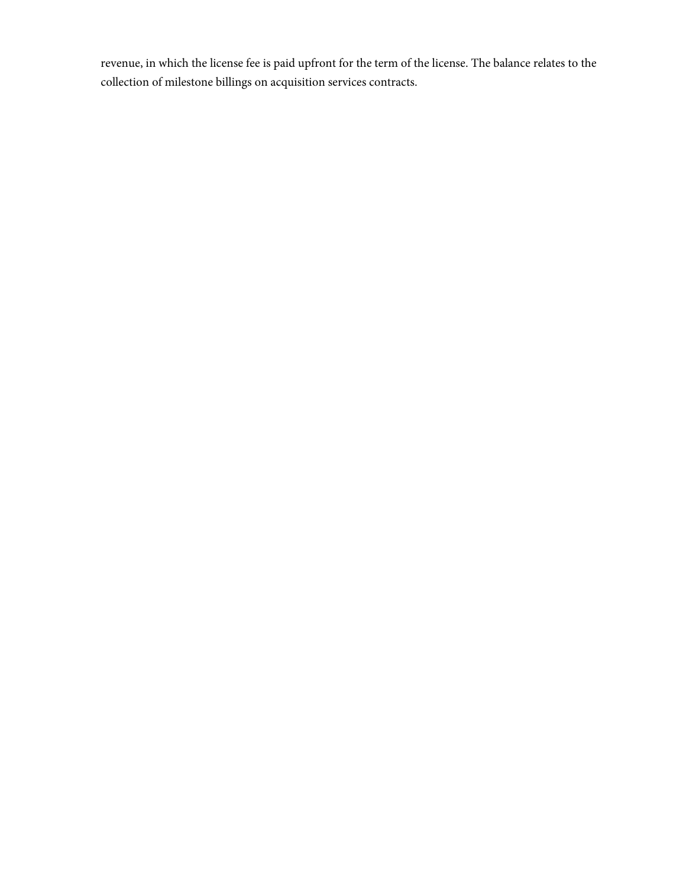revenue, in which the license fee is paid upfront for the term of the license. The balance relates to the collection of milestone billings on acquisition services contracts.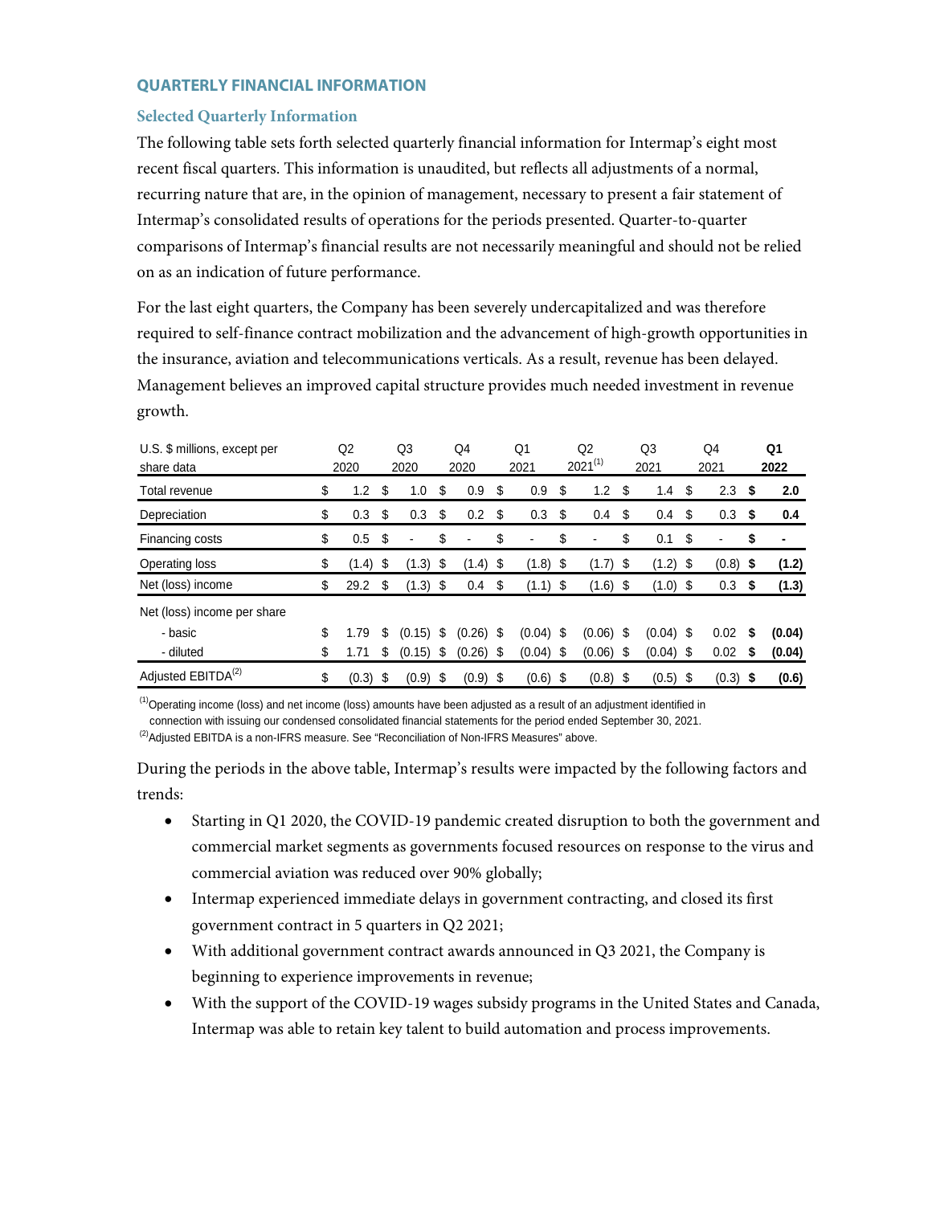## QUARTERLY FINANCIAL INFORMATION

### Selected Quarterly Information

The following table sets forth selected quarterly financial information for Intermap's eight most recent fiscal quarters. This information is unaudited, but reflects all adjustments of a normal, recurring nature that are, in the opinion of management, necessary to present a fair statement of Intermap's consolidated results of operations for the periods presented. Quarter-to-quarter comparisons of Intermap's financial results are not necessarily meaningful and should not be relied on as an indication of future performance.

For the last eight quarters, the Company has been severely undercapitalized and was therefore required to self-finance contract mobilization and the advancement of high-growth opportunities in the insurance, aviation and telecommunications verticals. As a result, revenue has been delayed. Management believes an improved capital structure provides much needed investment in revenue growth.

| U.S. $ millions, except per share data | Q2 2020 | Q3 2020 | Q4 2020 | Q1 2021 | Q2 2021[1] | Q3 2021 | Q4 2021 | **Q1 2022** |
|---|---|---|---|---|---|---|---|---|
| Total revenue | $ 1.2 | $ 1.0 | $ 0.9 | $ 0.9 | $ 1.2 | $ 1.4 | $ 2.3 | **$ 2.0** |
| Depreciation | $ 0.3 | $ 0.3 | $ 0.2 | $ 0.3 | $ 0.4 | $ 0.4 | $ 0.3 | **$ 0.4** |
| Financing costs | $ 0.5 | $ - | $ - | $ - | $ - | $ 0.1 | $ - | **$ -** |
| Operating loss | $ (1.4) | $ (1.3) | $ (1.4) | $ (1.8) | $ (1.7) | $ (1.2) | $ (0.8) | **$ (1.2)** |
| Net (loss) income | $ 29.2 | $ (1.3) | $ 0.4 | $ (1.1) | $ (1.6) | $ (1.0) | $ 0.3 | **$ (1.3)** |
| Net (loss) income per share | | | | | | | | |
| - basic | $ 1.79 | $ (0.15) | $ (0.26) | $ (0.04) | $ (0.06) | $ (0.04) | $ 0.02 | **$ (0.04)** |
| - diluted | $ 1.71 | $ (0.15) | $ (0.26) | $ (0.04) | $ (0.06) | $ (0.04) | $ 0.02 | **$ (0.04)** |
| Adjusted EBITDA[2] | $ (0.3) | $ (0.9) | $ (0.9) | $ (0.6) | $ (0.8) | $ (0.5) | $ (0.3) | **$ (0.6)** |

[1] Operating income (loss) and net income (loss) amounts have been adjusted as a result of an adjustment identified in connection with issuing our condensed consolidated financial statements for the period ended September 30, 2021.

[2] Adjusted EBITDA is a non-IFRS measure. See "Reconciliation of Non-IFRS Measures" above.

During the periods in the above table, Intermap's results were impacted by the following factors and trends:

- Starting in Q1 2020, the COVID-19 pandemic created disruption to both the government and commercial market segments as governments focused resources on response to the virus and commercial aviation was reduced over 90% globally;
- Intermap experienced immediate delays in government contracting, and closed its first government contract in 5 quarters in Q2 2021;
- With additional government contract awards announced in Q3 2021, the Company is beginning to experience improvements in revenue;
- With the support of the COVID-19 wages subsidy programs in the United States and Canada, Intermap was able to retain key talent to build automation and process improvements.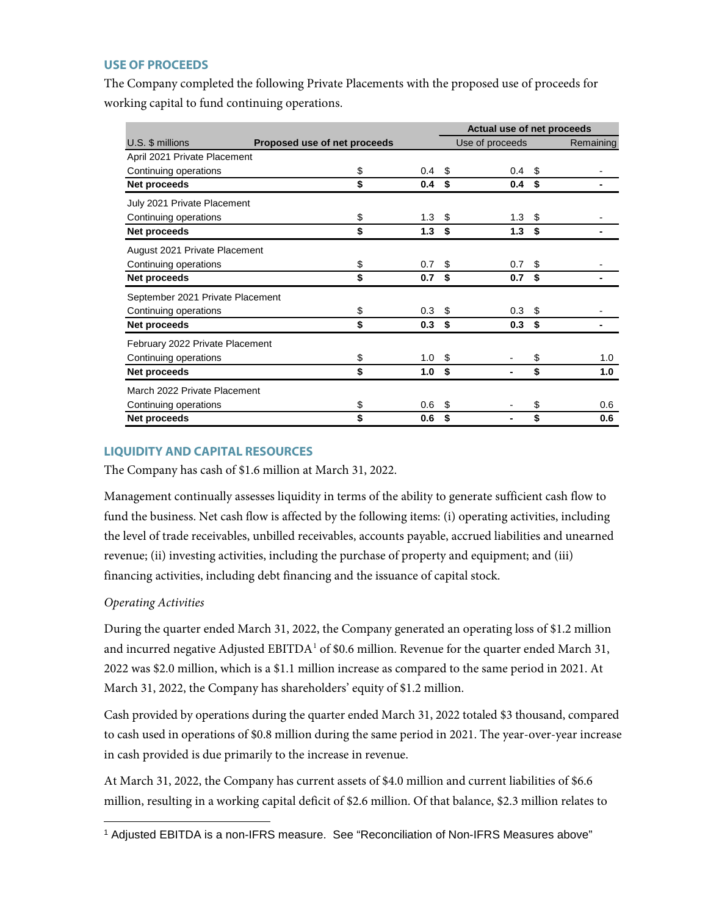## USE OF PROCEEDS

The Company completed the following Private Placements with the proposed use of proceeds for working capital to fund continuing operations.

| U.S. $ millions | Proposed use of net proceeds | Actual use of net proceeds | |
|---|---|---|---|
| | | Use of proceeds | Remaining |
| April 2021 Private Placement | | | |
| Continuing operations | $ 0.4 | $ 0.4 | $ - |
| **Net proceeds** | **$ 0.4** | **$ 0.4** | **$ -** |
| July 2021 Private Placement | | | |
| Continuing operations | $ 1.3 | $ 1.3 | $ - |
| **Net proceeds** | **$ 1.3** | **$ 1.3** | **$ -** |
| August 2021 Private Placement | | | |
| Continuing operations | $ 0.7 | $ 0.7 | $ - |
| **Net proceeds** | **$ 0.7** | **$ 0.7** | **$ -** |
| September 2021 Private Placement | | | |
| Continuing operations | $ 0.3 | $ 0.3 | $ - |
| **Net proceeds** | **$ 0.3** | **$ 0.3** | **$ -** |
| February 2022 Private Placement | | | |
| Continuing operations | $ 1.0 | $ - | $ 1.0 |
| **Net proceeds** | **$ 1.0** | **$ -** | **$ 1.0** |
| March 2022 Private Placement | | | |
| Continuing operations | $ 0.6 | $ - | $ 0.6 |
| **Net proceeds** | **$ 0.6** | **$ -** | **$ 0.6** |

## LIQUIDITY AND CAPITAL RESOURCES

The Company has cash of $1.6 million at March 31, 2022.

Management continually assesses liquidity in terms of the ability to generate sufficient cash flow to fund the business. Net cash flow is affected by the following items: (i) operating activities, including the level of trade receivables, unbilled receivables, accounts payable, accrued liabilities and unearned revenue; (ii) investing activities, including the purchase of property and equipment; and (iii) financing activities, including debt financing and the issuance of capital stock.

*Operating Activities*

During the quarter ended March 31, 2022, the Company generated an operating loss of $1.2 million and incurred negative Adjusted EBITDA[1] of $0.6 million. Revenue for the quarter ended March 31, 2022 was $2.0 million, which is a $1.1 million increase as compared to the same period in 2021. At March 31, 2022, the Company has shareholders' equity of $1.2 million.

Cash provided by operations during the quarter ended March 31, 2022 totaled $3 thousand, compared to cash used in operations of $0.8 million during the same period in 2021. The year-over-year increase in cash provided is due primarily to the increase in revenue.

At March 31, 2022, the Company has current assets of $4.0 million and current liabilities of $6.6 million, resulting in a working capital deficit of $2.6 million. Of that balance, $2.3 million relates to

[1] Adjusted EBITDA is a non-IFRS measure. See "Reconciliation of Non-IFRS Measures above"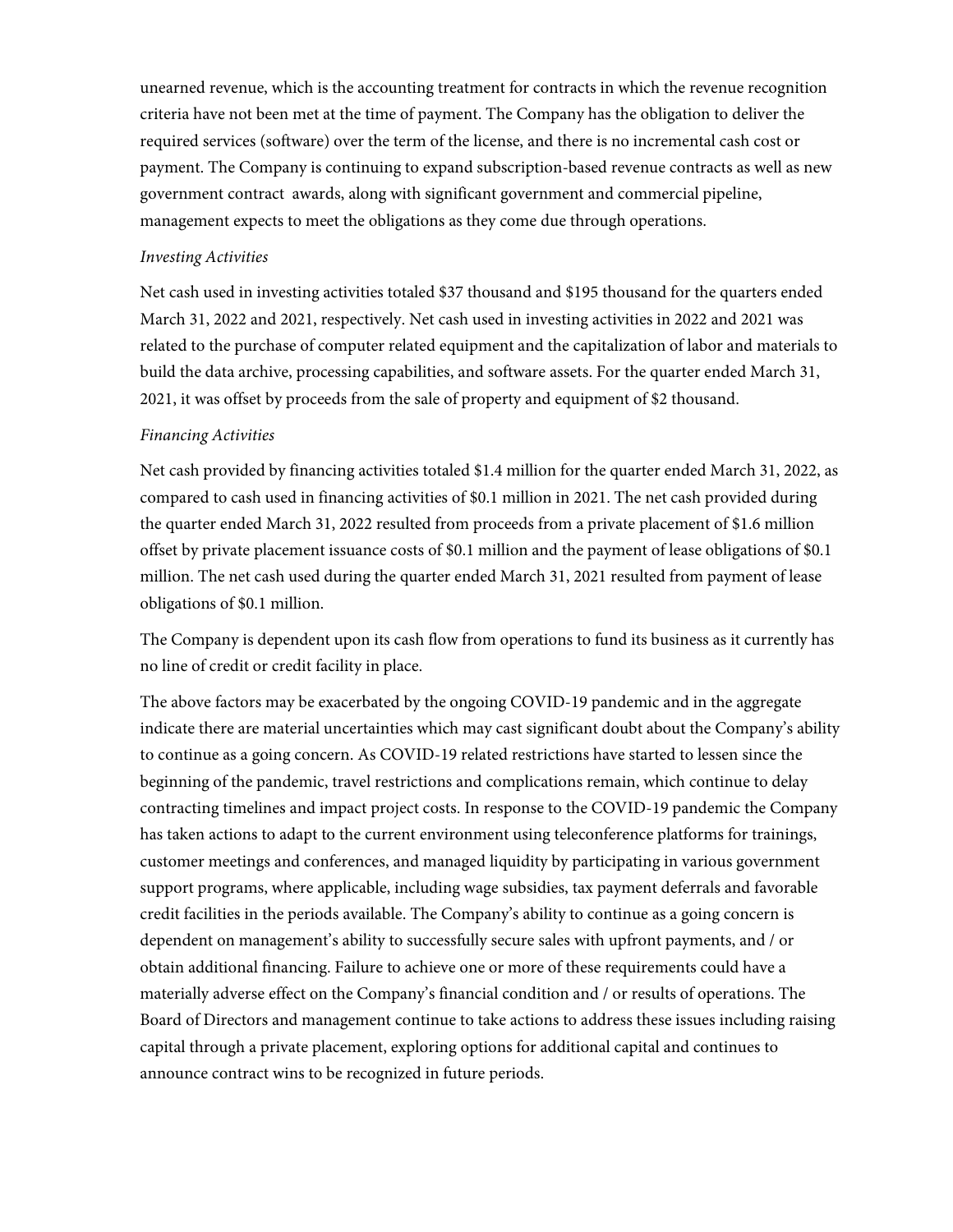unearned revenue, which is the accounting treatment for contracts in which the revenue recognition criteria have not been met at the time of payment. The Company has the obligation to deliver the required services (software) over the term of the license, and there is no incremental cash cost or payment. The Company is continuing to expand subscription-based revenue contracts as well as new government contract awards, along with significant government and commercial pipeline, management expects to meet the obligations as they come due through operations.

*Investing Activities*

Net cash used in investing activities totaled $37 thousand and $195 thousand for the quarters ended March 31, 2022 and 2021, respectively. Net cash used in investing activities in 2022 and 2021 was related to the purchase of computer related equipment and the capitalization of labor and materials to build the data archive, processing capabilities, and software assets. For the quarter ended March 31, 2021, it was offset by proceeds from the sale of property and equipment of $2 thousand.

*Financing Activities*

Net cash provided by financing activities totaled $1.4 million for the quarter ended March 31, 2022, as compared to cash used in financing activities of $0.1 million in 2021. The net cash provided during the quarter ended March 31, 2022 resulted from proceeds from a private placement of $1.6 million offset by private placement issuance costs of $0.1 million and the payment of lease obligations of $0.1 million. The net cash used during the quarter ended March 31, 2021 resulted from payment of lease obligations of $0.1 million.

The Company is dependent upon its cash flow from operations to fund its business as it currently has no line of credit or credit facility in place.

The above factors may be exacerbated by the ongoing COVID-19 pandemic and in the aggregate indicate there are material uncertainties which may cast significant doubt about the Company's ability to continue as a going concern. As COVID-19 related restrictions have started to lessen since the beginning of the pandemic, travel restrictions and complications remain, which continue to delay contracting timelines and impact project costs. In response to the COVID-19 pandemic the Company has taken actions to adapt to the current environment using teleconference platforms for trainings, customer meetings and conferences, and managed liquidity by participating in various government support programs, where applicable, including wage subsidies, tax payment deferrals and favorable credit facilities in the periods available. The Company's ability to continue as a going concern is dependent on management's ability to successfully secure sales with upfront payments, and / or obtain additional financing. Failure to achieve one or more of these requirements could have a materially adverse effect on the Company's financial condition and / or results of operations. The Board of Directors and management continue to take actions to address these issues including raising capital through a private placement, exploring options for additional capital and continues to announce contract wins to be recognized in future periods.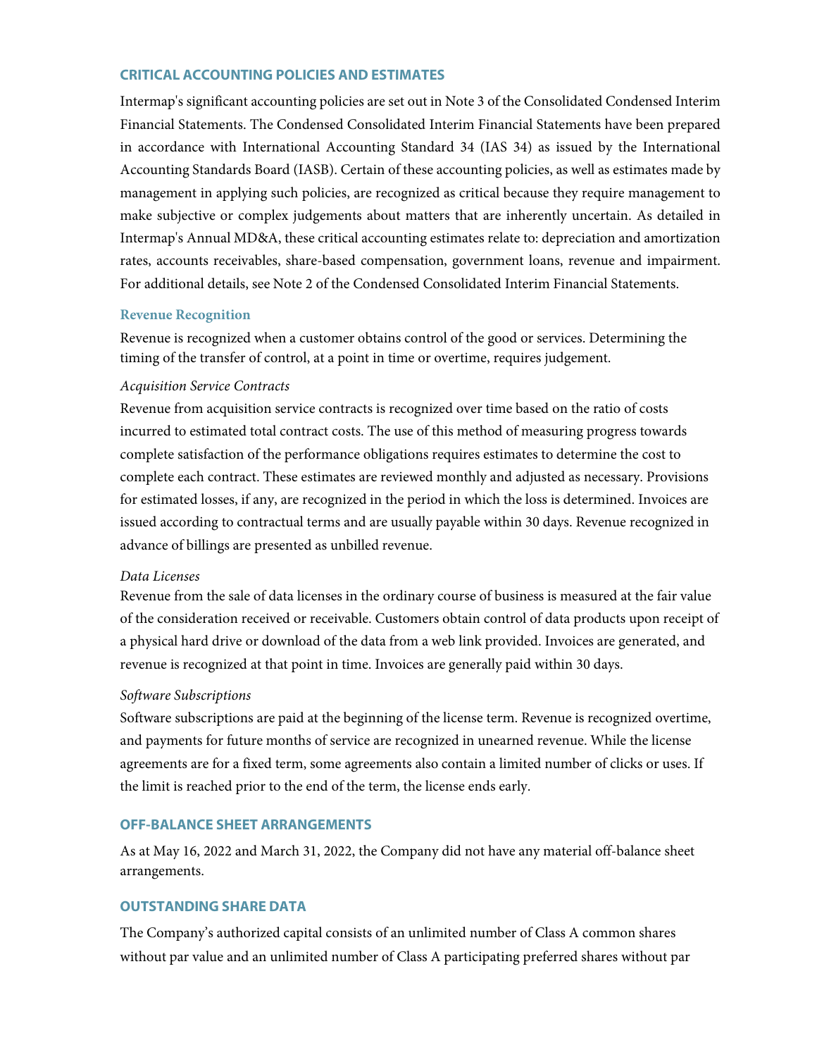## CRITICAL ACCOUNTING POLICIES AND ESTIMATES

Intermap's significant accounting policies are set out in Note 3 of the Consolidated Condensed Interim Financial Statements. The Condensed Consolidated Interim Financial Statements have been prepared in accordance with International Accounting Standard 34 (IAS 34) as issued by the International Accounting Standards Board (IASB). Certain of these accounting policies, as well as estimates made by management in applying such policies, are recognized as critical because they require management to make subjective or complex judgements about matters that are inherently uncertain. As detailed in Intermap's Annual MD&A, these critical accounting estimates relate to: depreciation and amortization rates, accounts receivables, share-based compensation, government loans, revenue and impairment. For additional details, see Note 2 of the Condensed Consolidated Interim Financial Statements.

### Revenue Recognition

Revenue is recognized when a customer obtains control of the good or services. Determining the timing of the transfer of control, at a point in time or overtime, requires judgement.

*Acquisition Service Contracts*

Revenue from acquisition service contracts is recognized over time based on the ratio of costs incurred to estimated total contract costs. The use of this method of measuring progress towards complete satisfaction of the performance obligations requires estimates to determine the cost to complete each contract. These estimates are reviewed monthly and adjusted as necessary. Provisions for estimated losses, if any, are recognized in the period in which the loss is determined. Invoices are issued according to contractual terms and are usually payable within 30 days. Revenue recognized in advance of billings are presented as unbilled revenue.

*Data Licenses*

Revenue from the sale of data licenses in the ordinary course of business is measured at the fair value of the consideration received or receivable. Customers obtain control of data products upon receipt of a physical hard drive or download of the data from a web link provided. Invoices are generated, and revenue is recognized at that point in time. Invoices are generally paid within 30 days.

*Software Subscriptions*

Software subscriptions are paid at the beginning of the license term. Revenue is recognized overtime, and payments for future months of service are recognized in unearned revenue. While the license agreements are for a fixed term, some agreements also contain a limited number of clicks or uses. If the limit is reached prior to the end of the term, the license ends early.

## OFF-BALANCE SHEET ARRANGEMENTS

As at May 16, 2022 and March 31, 2022, the Company did not have any material off-balance sheet arrangements.

## OUTSTANDING SHARE DATA

The Company's authorized capital consists of an unlimited number of Class A common shares without par value and an unlimited number of Class A participating preferred shares without par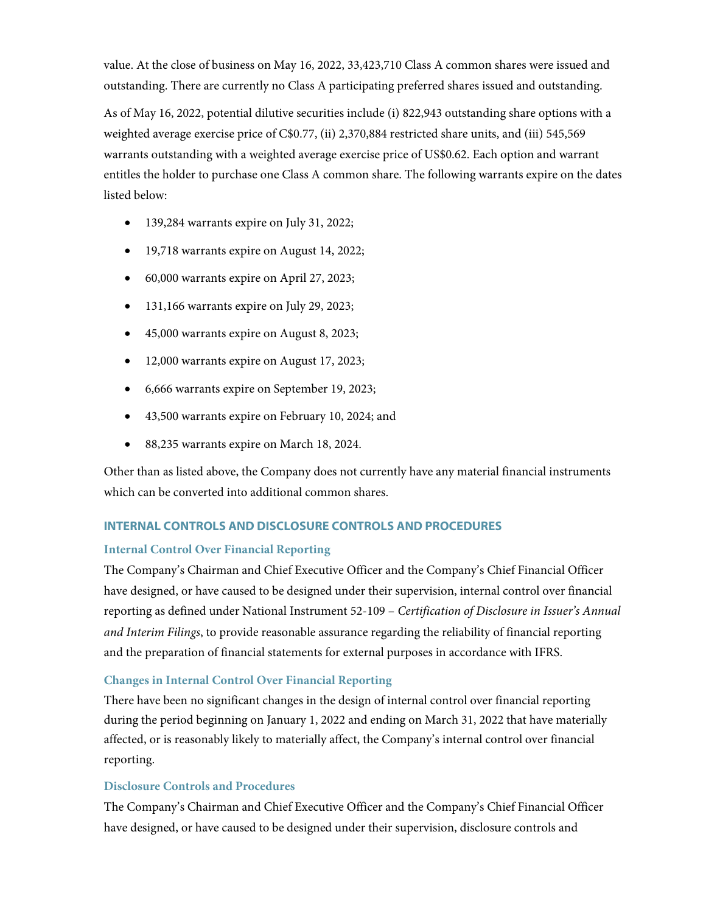value. At the close of business on May 16, 2022, 33,423,710 Class A common shares were issued and outstanding. There are currently no Class A participating preferred shares issued and outstanding.

As of May 16, 2022, potential dilutive securities include (i) 822,943 outstanding share options with a weighted average exercise price of C$0.77, (ii) 2,370,884 restricted share units, and (iii) 545,569 warrants outstanding with a weighted average exercise price of US$0.62. Each option and warrant entitles the holder to purchase one Class A common share. The following warrants expire on the dates listed below:

- 139,284 warrants expire on July 31, 2022;
- 19,718 warrants expire on August 14, 2022;
- 60,000 warrants expire on April 27, 2023;
- 131,166 warrants expire on July 29, 2023;
- 45,000 warrants expire on August 8, 2023;
- 12,000 warrants expire on August 17, 2023;
- 6,666 warrants expire on September 19, 2023;
- 43,500 warrants expire on February 10, 2024; and
- 88,235 warrants expire on March 18, 2024.

Other than as listed above, the Company does not currently have any material financial instruments which can be converted into additional common shares.

## INTERNAL CONTROLS AND DISCLOSURE CONTROLS AND PROCEDURES

### Internal Control Over Financial Reporting

The Company's Chairman and Chief Executive Officer and the Company's Chief Financial Officer have designed, or have caused to be designed under their supervision, internal control over financial reporting as defined under National Instrument 52-109 – *Certification of Disclosure in Issuer's Annual and Interim Filings*, to provide reasonable assurance regarding the reliability of financial reporting and the preparation of financial statements for external purposes in accordance with IFRS.

### Changes in Internal Control Over Financial Reporting

There have been no significant changes in the design of internal control over financial reporting during the period beginning on January 1, 2022 and ending on March 31, 2022 that have materially affected, or is reasonably likely to materially affect, the Company's internal control over financial reporting.

### Disclosure Controls and Procedures

The Company's Chairman and Chief Executive Officer and the Company's Chief Financial Officer have designed, or have caused to be designed under their supervision, disclosure controls and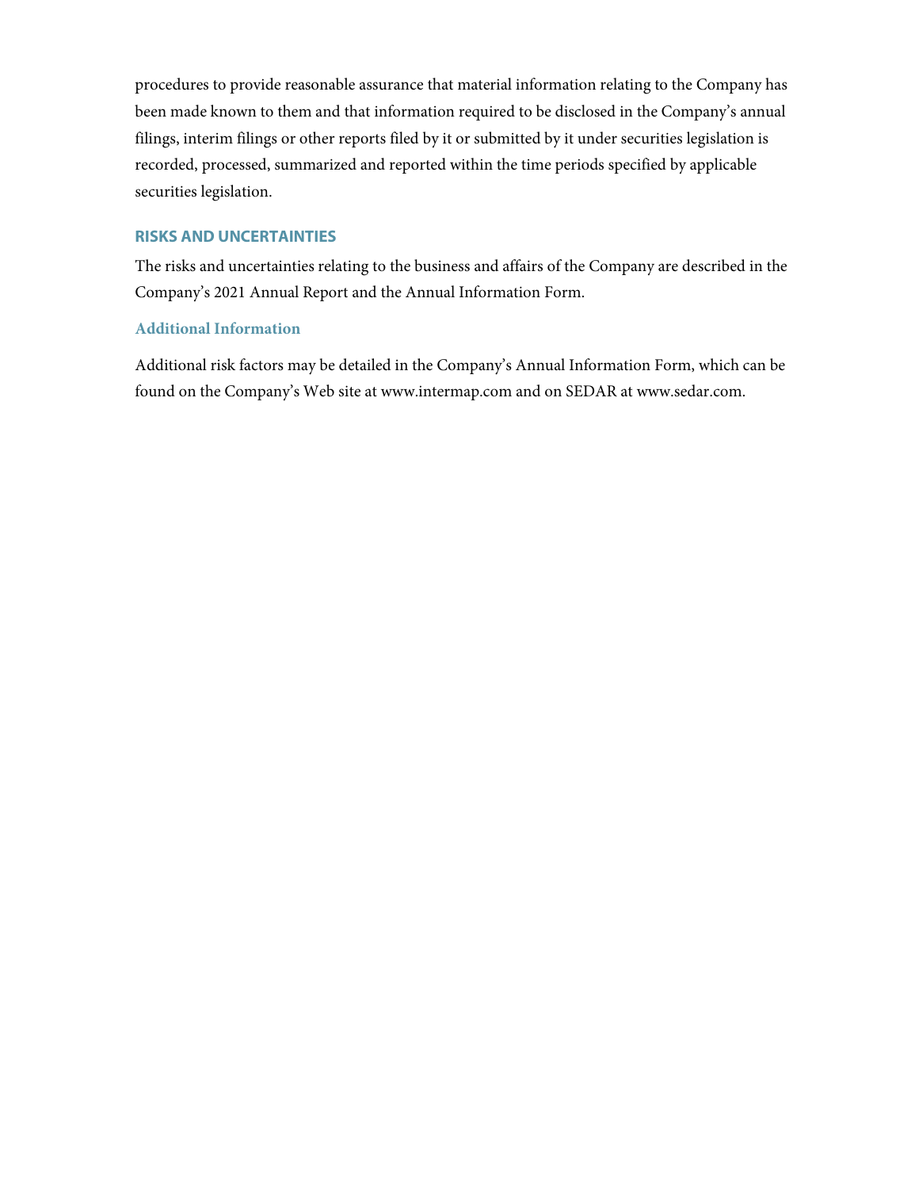procedures to provide reasonable assurance that material information relating to the Company has been made known to them and that information required to be disclosed in the Company's annual filings, interim filings or other reports filed by it or submitted by it under securities legislation is recorded, processed, summarized and reported within the time periods specified by applicable securities legislation.

## RISKS AND UNCERTAINTIES

The risks and uncertainties relating to the business and affairs of the Company are described in the Company's 2021 Annual Report and the Annual Information Form.

### Additional Information

Additional risk factors may be detailed in the Company's Annual Information Form, which can be found on the Company's Web site at www.intermap.com and on SEDAR at www.sedar.com.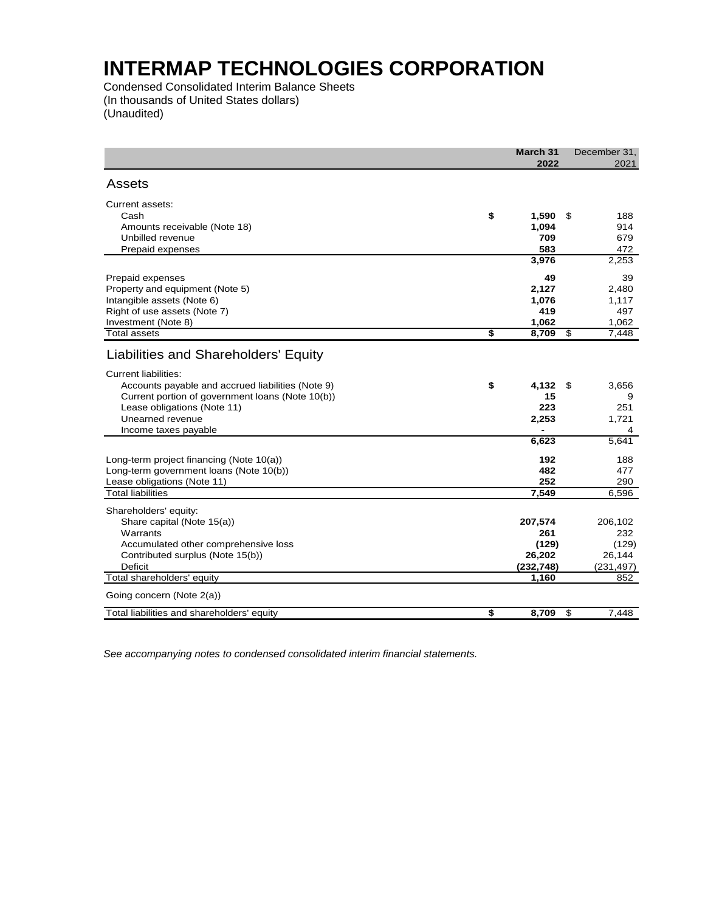# INTERMAP TECHNOLOGIES CORPORATION

Condensed Consolidated Interim Balance Sheets
(In thousands of United States dollars)
(Unaudited)

| | March 31 2022 | December 31, 2021 |
|---|---|---|
| **Assets** | | |
| Current assets: | | |
| Cash | $ **1,590** | $ 188 |
| Amounts receivable (Note 18) | **1,094** | 914 |
| Unbilled revenue | **709** | 679 |
| Prepaid expenses | **583** | 472 |
| | **3,976** | 2,253 |
| Prepaid expenses | **49** | 39 |
| Property and equipment (Note 5) | **2,127** | 2,480 |
| Intangible assets (Note 6) | **1,076** | 1,117 |
| Right of use assets (Note 7) | **419** | 497 |
| Investment (Note 8) | **1,062** | 1,062 |
| Total assets | $ **8,709** | $ 7,448 |
| **Liabilities and Shareholders' Equity** | | |
| Current liabilities: | | |
| Accounts payable and accrued liabilities (Note 9) | $ **4,132** | $ 3,656 |
| Current portion of government loans (Note 10(b)) | **15** | 9 |
| Lease obligations (Note 11) | **223** | 251 |
| Unearned revenue | **2,253** | 1,721 |
| Income taxes payable | **-** | 4 |
| | **6,623** | 5,641 |
| Long-term project financing (Note 10(a)) | **192** | 188 |
| Long-term government loans (Note 10(b)) | **482** | 477 |
| Lease obligations (Note 11) | **252** | 290 |
| Total liabilities | **7,549** | 6,596 |
| Shareholders' equity: | | |
| Share capital (Note 15(a)) | **207,574** | 206,102 |
| Warrants | **261** | 232 |
| Accumulated other comprehensive loss | **(129)** | (129) |
| Contributed surplus (Note 15(b)) | **26,202** | 26,144 |
| Deficit | **(232,748)** | (231,497) |
| Total shareholders' equity | **1,160** | 852 |
| Going concern (Note 2(a)) | | |
| Total liabilities and shareholders' equity | $ **8,709** | $ 7,448 |

*See accompanying notes to condensed consolidated interim financial statements.*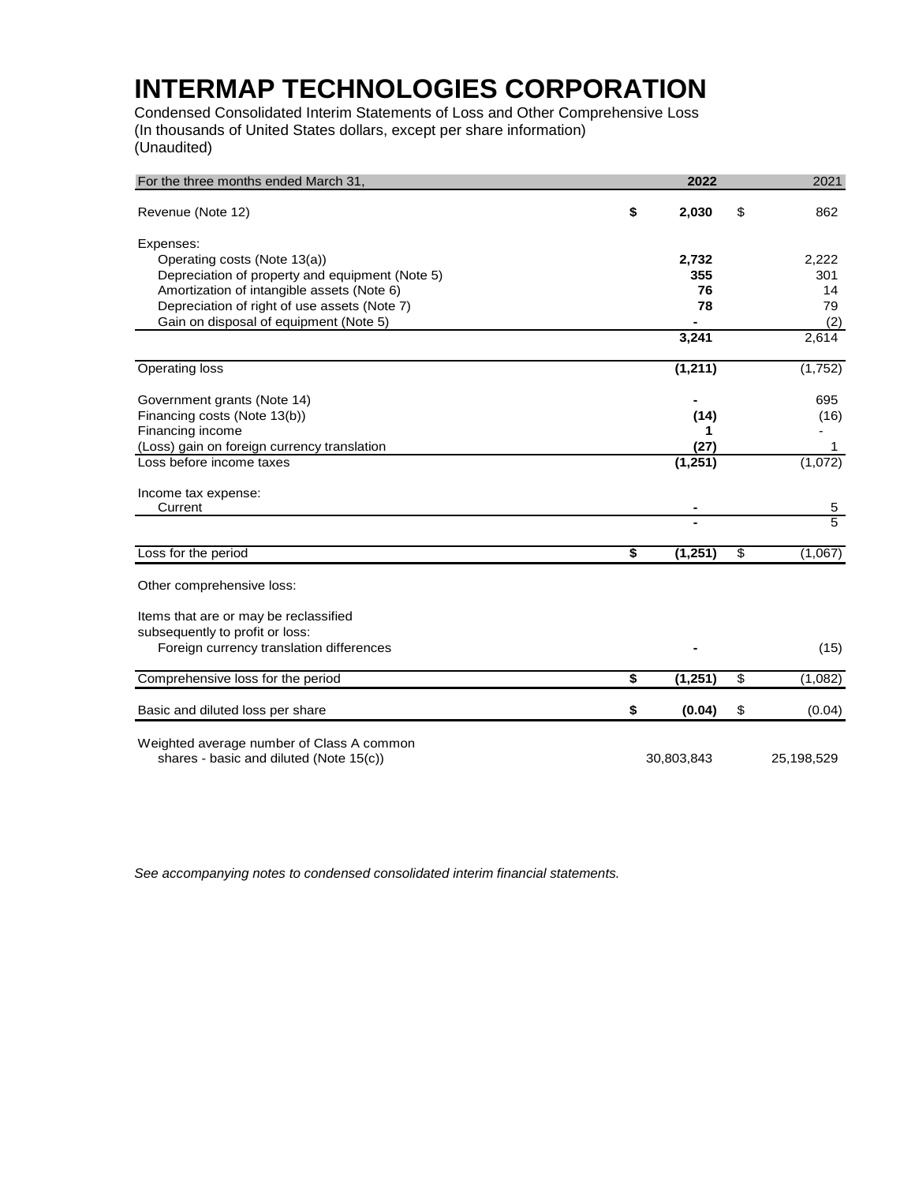# INTERMAP TECHNOLOGIES CORPORATION

Condensed Consolidated Interim Statements of Loss and Other Comprehensive Loss
(In thousands of United States dollars, except per share information)
(Unaudited)

| For the three months ended March 31, | 2022 | 2021 |
|---|---|---|
| Revenue (Note 12) | **$ 2,030** | $ 862 |
| Expenses: | | |
| Operating costs (Note 13(a)) | **2,732** | 2,222 |
| Depreciation of property and equipment (Note 5) | **355** | 301 |
| Amortization of intangible assets (Note 6) | **76** | 14 |
| Depreciation of right of use assets (Note 7) | **78** | 79 |
| Gain on disposal of equipment (Note 5) | **-** | (2) |
| | **3,241** | 2,614 |
| Operating loss | **(1,211)** | (1,752) |
| Government grants (Note 14) | **-** | 695 |
| Financing costs (Note 13(b)) | **(14)** | (16) |
| Financing income | **1** | - |
| (Loss) gain on foreign currency translation | **(27)** | 1 |
| Loss before income taxes | **(1,251)** | (1,072) |
| Income tax expense: | | |
| Current | **-** | 5 |
| | **-** | 5 |
| Loss for the period | **$ (1,251)** | $ (1,067) |
| Other comprehensive loss: | | |
| Items that are or may be reclassified subsequently to profit or loss: | | |
| Foreign currency translation differences | **-** | (15) |
| Comprehensive loss for the period | **$ (1,251)** | $ (1,082) |
| Basic and diluted loss per share | **$ (0.04)** | $ (0.04) |
| Weighted average number of Class A common shares - basic and diluted (Note 15(c)) | 30,803,843 | 25,198,529 |

*See accompanying notes to condensed consolidated interim financial statements.*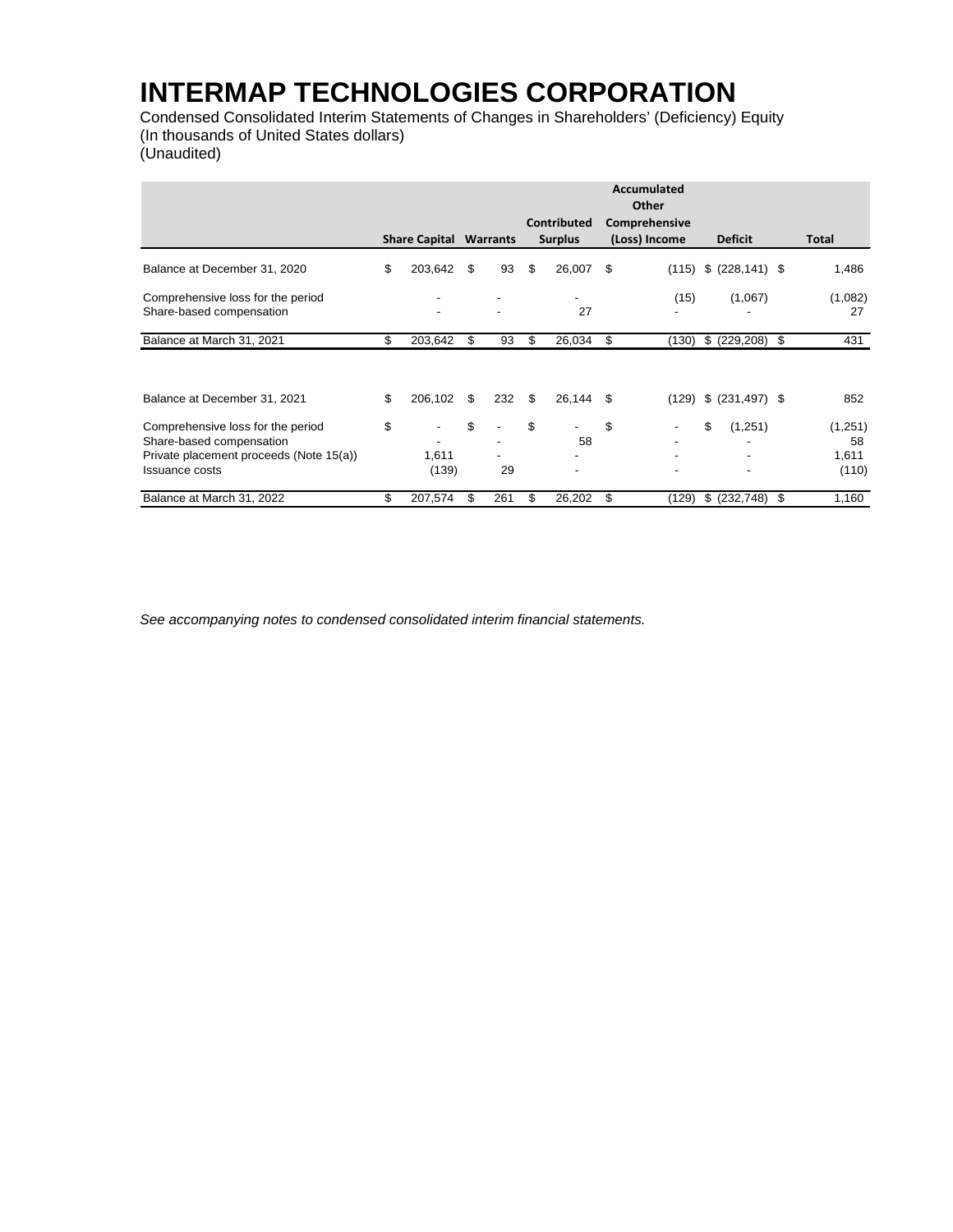# INTERMAP TECHNOLOGIES CORPORATION

Condensed Consolidated Interim Statements of Changes in Shareholders' (Deficiency) Equity
(In thousands of United States dollars)
(Unaudited)

| | Share Capital | Warrants | Contributed Surplus | Accumulated Other Comprehensive (Loss) Income | Deficit | Total |
|---|---|---|---|---|---|---|
| Balance at December 31, 2020 | $ 203,642 | $ 93 | $ 26,007 | $ (115) | $ (228,141) | $ 1,486 |
| Comprehensive loss for the period | - | - | - | (15) | (1,067) | (1,082) |
| Share-based compensation | - | - | 27 | - | - | 27 |
| Balance at March 31, 2021 | $ 203,642 | $ 93 | $ 26,034 | $ (130) | $ (229,208) | $ 431 |
| | | | | | | |
| Balance at December 31, 2021 | $ 206,102 | $ 232 | $ 26,144 | $ (129) | $ (231,497) | $ 852 |
| Comprehensive loss for the period | $ - | $ - | $ - | $ - | $ (1,251) | (1,251) |
| Share-based compensation | - | - | 58 | - | - | 58 |
| Private placement proceeds (Note 15(a)) | 1,611 | - | - | - | - | 1,611 |
| Issuance costs | (139) | 29 | - | - | - | (110) |
| Balance at March 31, 2022 | $ 207,574 | $ 261 | $ 26,202 | $ (129) | $ (232,748) | $ 1,160 |

*See accompanying notes to condensed consolidated interim financial statements.*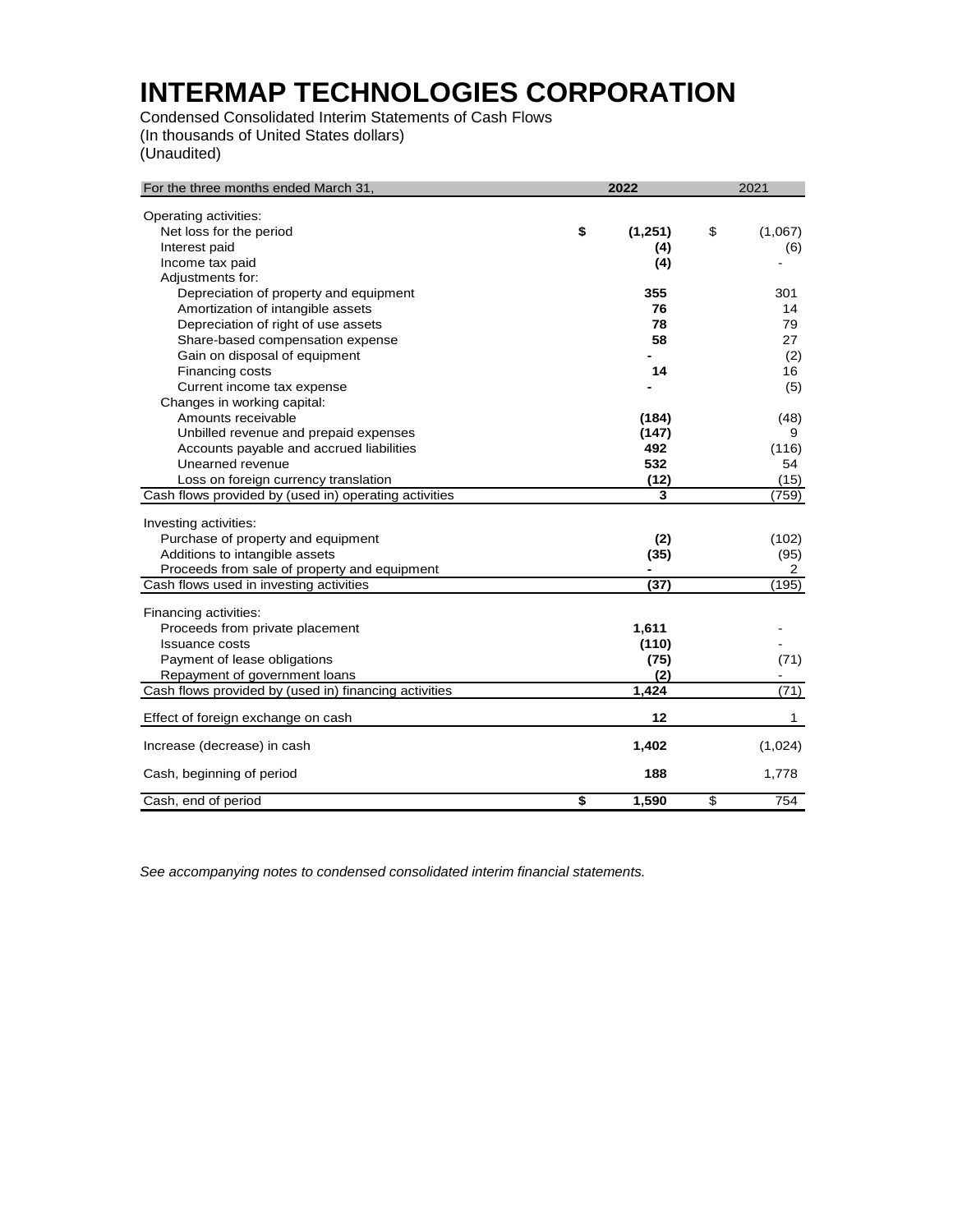# INTERMAP TECHNOLOGIES CORPORATION

Condensed Consolidated Interim Statements of Cash Flows
(In thousands of United States dollars)
(Unaudited)

| For the three months ended March 31, | 2022 | 2021 |
|---|---|---|
| Operating activities: | | |
| Net loss for the period | $ (1,251) | $ (1,067) |
| Interest paid | (4) | (6) |
| Income tax paid | (4) | - |
| Adjustments for: | | |
| Depreciation of property and equipment | 355 | 301 |
| Amortization of intangible assets | 76 | 14 |
| Depreciation of right of use assets | 78 | 79 |
| Share-based compensation expense | 58 | 27 |
| Gain on disposal of equipment | - | (2) |
| Financing costs | 14 | 16 |
| Current income tax expense | - | (5) |
| Changes in working capital: | | |
| Amounts receivable | (184) | (48) |
| Unbilled revenue and prepaid expenses | (147) | 9 |
| Accounts payable and accrued liabilities | 492 | (116) |
| Unearned revenue | 532 | 54 |
| Loss on foreign currency translation | (12) | (15) |
| Cash flows provided by (used in) operating activities | 3 | (759) |
| Investing activities: | | |
| Purchase of property and equipment | (2) | (102) |
| Additions to intangible assets | (35) | (95) |
| Proceeds from sale of property and equipment | - | 2 |
| Cash flows used in investing activities | (37) | (195) |
| Financing activities: | | |
| Proceeds from private placement | 1,611 | - |
| Issuance costs | (110) | - |
| Payment of lease obligations | (75) | (71) |
| Repayment of government loans | (2) | - |
| Cash flows provided by (used in) financing activities | 1,424 | (71) |
| Effect of foreign exchange on cash | 12 | 1 |
| Increase (decrease) in cash | 1,402 | (1,024) |
| Cash, beginning of period | 188 | 1,778 |
| Cash, end of period | $ 1,590 | $ 754 |

*See accompanying notes to condensed consolidated interim financial statements.*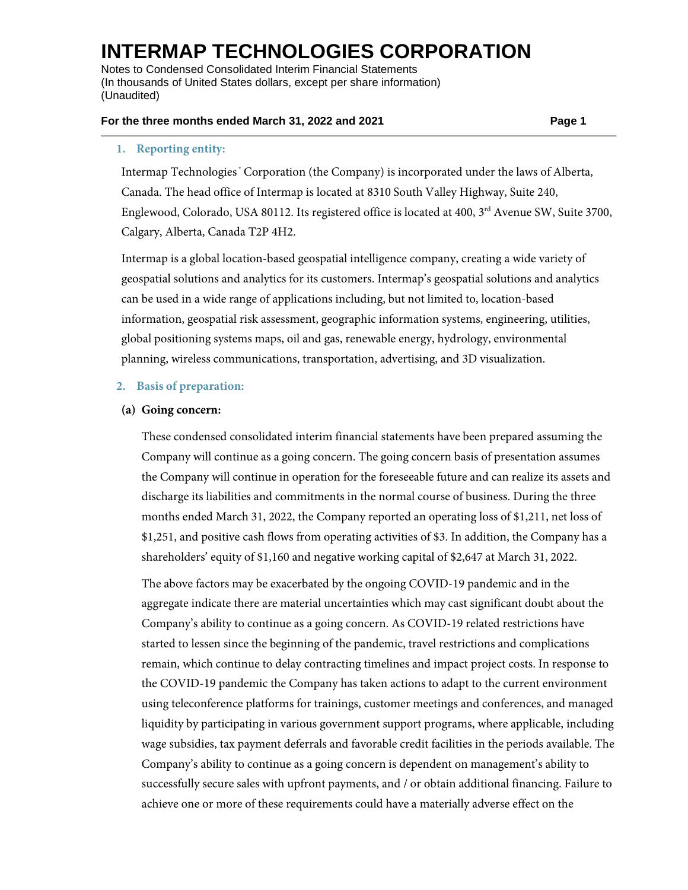## 1. Reporting entity:

Intermap Technologies® Corporation (the Company) is incorporated under the laws of Alberta, Canada. The head office of Intermap is located at 8310 South Valley Highway, Suite 240, Englewood, Colorado, USA 80112. Its registered office is located at 400, 3rd Avenue SW, Suite 3700, Calgary, Alberta, Canada T2P 4H2.

Intermap is a global location-based geospatial intelligence company, creating a wide variety of geospatial solutions and analytics for its customers. Intermap's geospatial solutions and analytics can be used in a wide range of applications including, but not limited to, location-based information, geospatial risk assessment, geographic information systems, engineering, utilities, global positioning systems maps, oil and gas, renewable energy, hydrology, environmental planning, wireless communications, transportation, advertising, and 3D visualization.

## 2. Basis of preparation:

### (a) Going concern:

These condensed consolidated interim financial statements have been prepared assuming the Company will continue as a going concern. The going concern basis of presentation assumes the Company will continue in operation for the foreseeable future and can realize its assets and discharge its liabilities and commitments in the normal course of business. During the three months ended March 31, 2022, the Company reported an operating loss of $1,211, net loss of $1,251, and positive cash flows from operating activities of $3. In addition, the Company has a shareholders' equity of $1,160 and negative working capital of $2,647 at March 31, 2022.

The above factors may be exacerbated by the ongoing COVID-19 pandemic and in the aggregate indicate there are material uncertainties which may cast significant doubt about the Company's ability to continue as a going concern. As COVID-19 related restrictions have started to lessen since the beginning of the pandemic, travel restrictions and complications remain, which continue to delay contracting timelines and impact project costs. In response to the COVID-19 pandemic the Company has taken actions to adapt to the current environment using teleconference platforms for trainings, customer meetings and conferences, and managed liquidity by participating in various government support programs, where applicable, including wage subsidies, tax payment deferrals and favorable credit facilities in the periods available. The Company's ability to continue as a going concern is dependent on management's ability to successfully secure sales with upfront payments, and / or obtain additional financing. Failure to achieve one or more of these requirements could have a materially adverse effect on the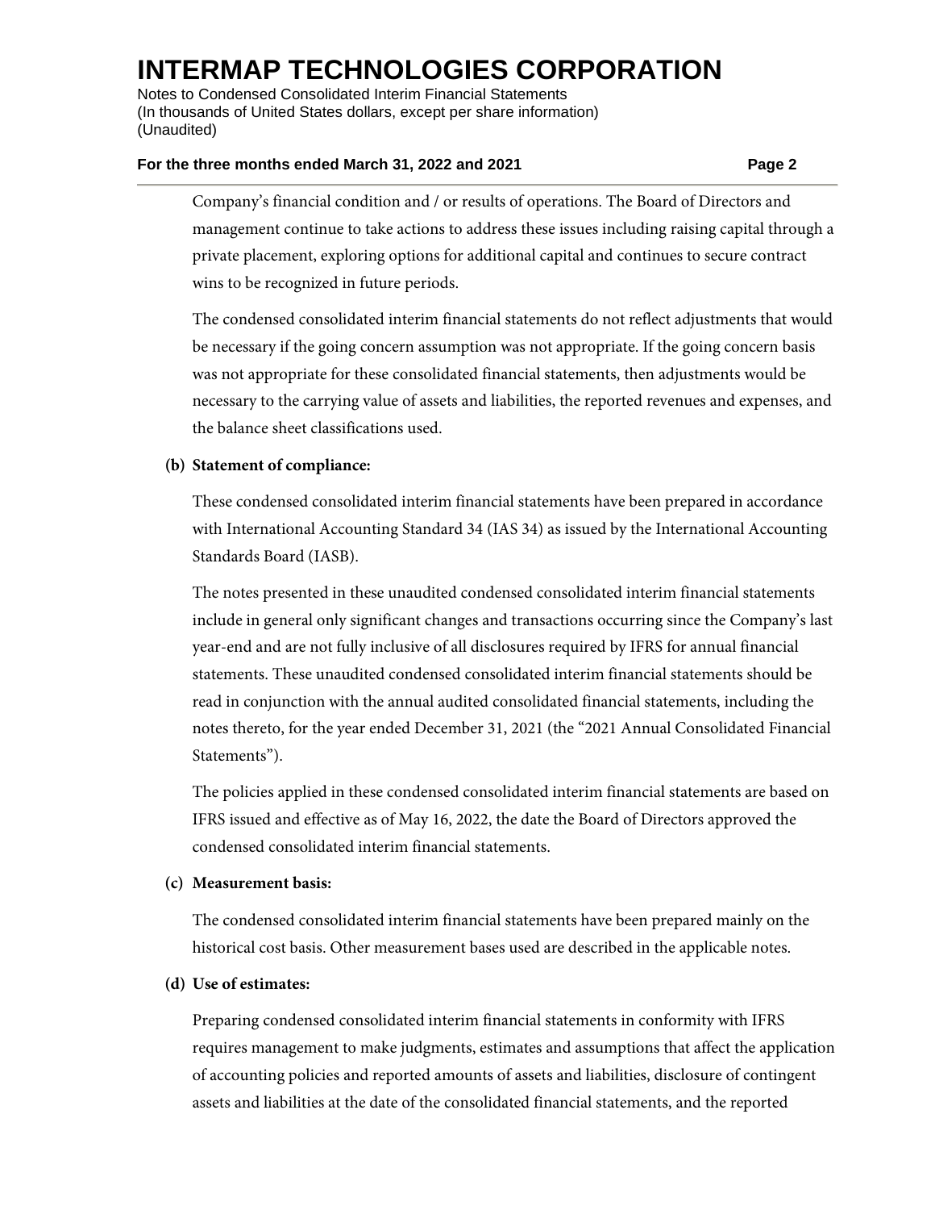Company's financial condition and / or results of operations. The Board of Directors and management continue to take actions to address these issues including raising capital through a private placement, exploring options for additional capital and continues to secure contract wins to be recognized in future periods.

The condensed consolidated interim financial statements do not reflect adjustments that would be necessary if the going concern assumption was not appropriate. If the going concern basis was not appropriate for these consolidated financial statements, then adjustments would be necessary to the carrying value of assets and liabilities, the reported revenues and expenses, and the balance sheet classifications used.

**(b) Statement of compliance:**

These condensed consolidated interim financial statements have been prepared in accordance with International Accounting Standard 34 (IAS 34) as issued by the International Accounting Standards Board (IASB).

The notes presented in these unaudited condensed consolidated interim financial statements include in general only significant changes and transactions occurring since the Company's last year-end and are not fully inclusive of all disclosures required by IFRS for annual financial statements. These unaudited condensed consolidated interim financial statements should be read in conjunction with the annual audited consolidated financial statements, including the notes thereto, for the year ended December 31, 2021 (the "2021 Annual Consolidated Financial Statements").

The policies applied in these condensed consolidated interim financial statements are based on IFRS issued and effective as of May 16, 2022, the date the Board of Directors approved the condensed consolidated interim financial statements.

**(c) Measurement basis:**

The condensed consolidated interim financial statements have been prepared mainly on the historical cost basis. Other measurement bases used are described in the applicable notes.

**(d) Use of estimates:**

Preparing condensed consolidated interim financial statements in conformity with IFRS requires management to make judgments, estimates and assumptions that affect the application of accounting policies and reported amounts of assets and liabilities, disclosure of contingent assets and liabilities at the date of the consolidated financial statements, and the reported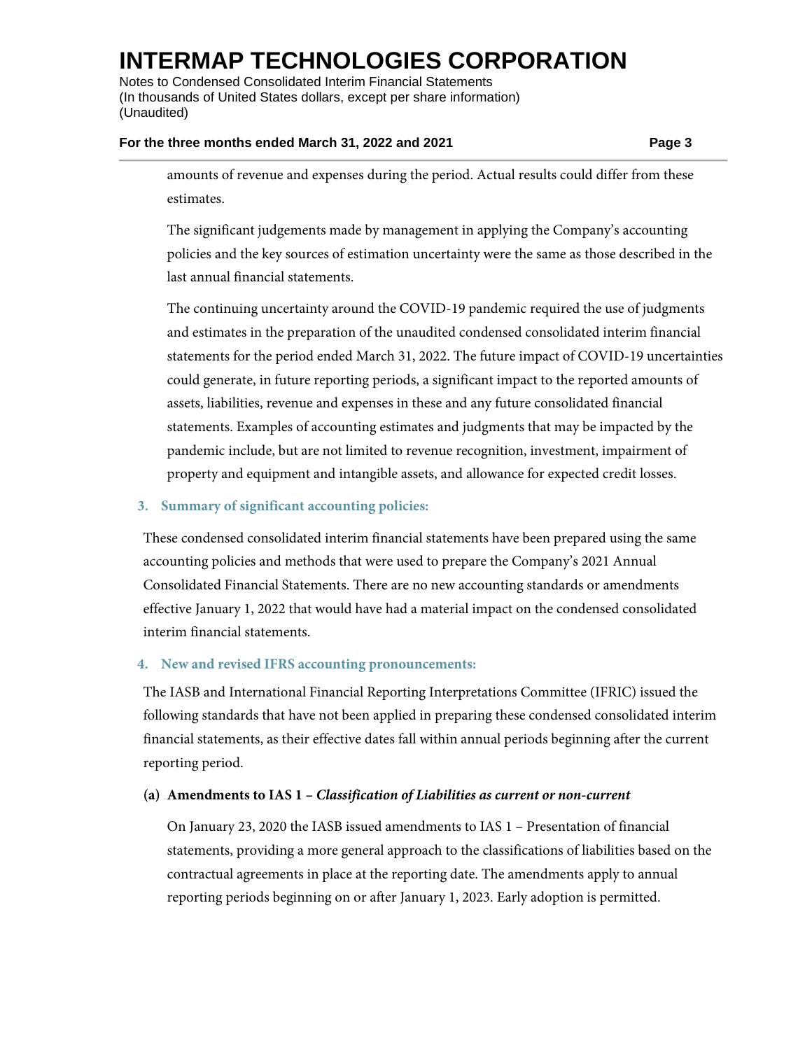amounts of revenue and expenses during the period. Actual results could differ from these estimates.

The significant judgements made by management in applying the Company's accounting policies and the key sources of estimation uncertainty were the same as those described in the last annual financial statements.

The continuing uncertainty around the COVID-19 pandemic required the use of judgments and estimates in the preparation of the unaudited condensed consolidated interim financial statements for the period ended March 31, 2022. The future impact of COVID-19 uncertainties could generate, in future reporting periods, a significant impact to the reported amounts of assets, liabilities, revenue and expenses in these and any future consolidated financial statements. Examples of accounting estimates and judgments that may be impacted by the pandemic include, but are not limited to revenue recognition, investment, impairment of property and equipment and intangible assets, and allowance for expected credit losses.

## 3. Summary of significant accounting policies:

These condensed consolidated interim financial statements have been prepared using the same accounting policies and methods that were used to prepare the Company's 2021 Annual Consolidated Financial Statements. There are no new accounting standards or amendments effective January 1, 2022 that would have had a material impact on the condensed consolidated interim financial statements.

## 4. New and revised IFRS accounting pronouncements:

The IASB and International Financial Reporting Interpretations Committee (IFRIC) issued the following standards that have not been applied in preparing these condensed consolidated interim financial statements, as their effective dates fall within annual periods beginning after the current reporting period.

**(a) Amendments to IAS 1 – *Classification of Liabilities as current or non-current***

On January 23, 2020 the IASB issued amendments to IAS 1 – Presentation of financial statements, providing a more general approach to the classifications of liabilities based on the contractual agreements in place at the reporting date. The amendments apply to annual reporting periods beginning on or after January 1, 2023. Early adoption is permitted.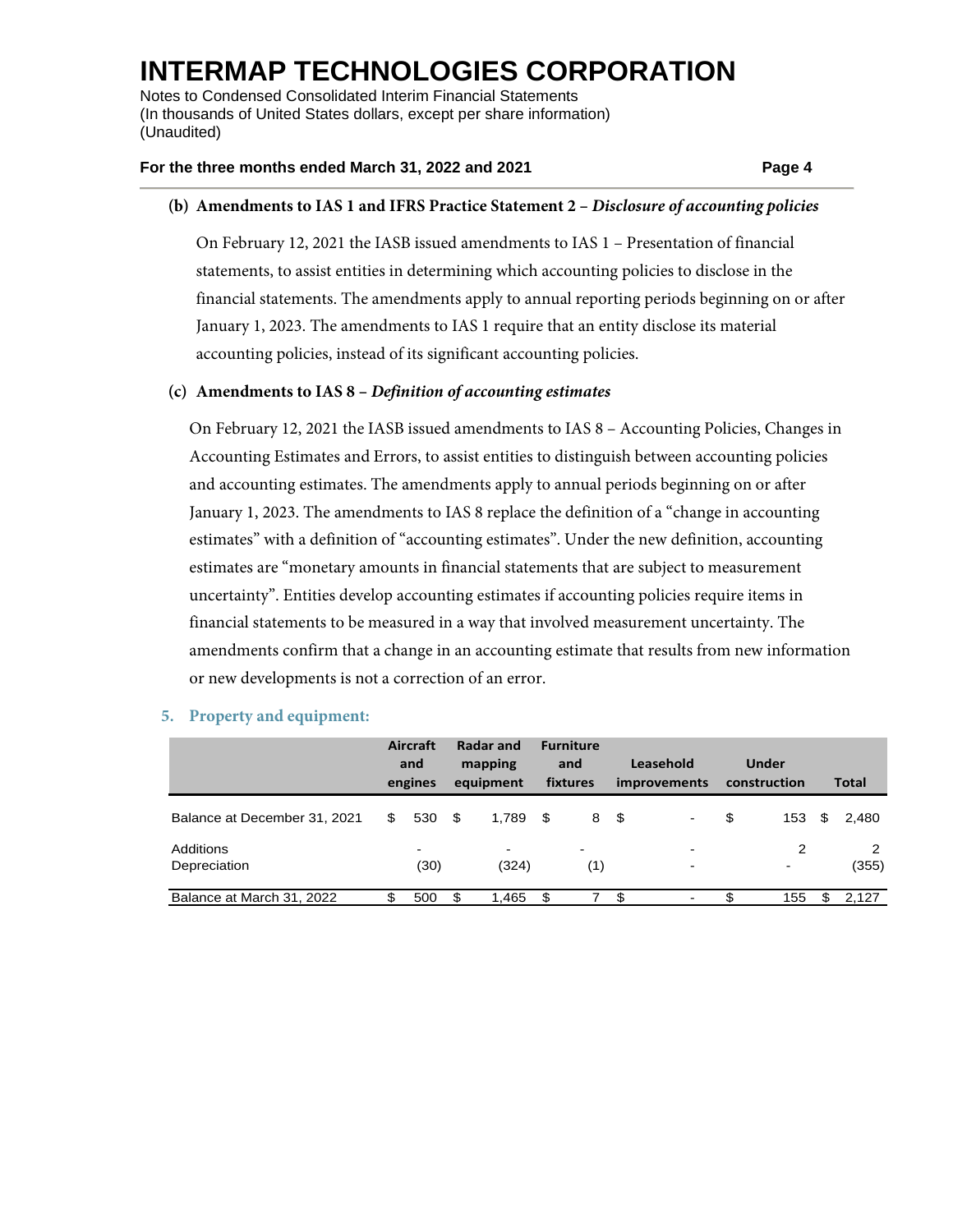**(b) Amendments to IAS 1 and IFRS Practice Statement 2 – *Disclosure of accounting policies***

On February 12, 2021 the IASB issued amendments to IAS 1 – Presentation of financial statements, to assist entities in determining which accounting policies to disclose in the financial statements. The amendments apply to annual reporting periods beginning on or after January 1, 2023. The amendments to IAS 1 require that an entity disclose its material accounting policies, instead of its significant accounting policies.

**(c) Amendments to IAS 8 – *Definition of accounting estimates***

On February 12, 2021 the IASB issued amendments to IAS 8 – Accounting Policies, Changes in Accounting Estimates and Errors, to assist entities to distinguish between accounting policies and accounting estimates. The amendments apply to annual periods beginning on or after January 1, 2023. The amendments to IAS 8 replace the definition of a "change in accounting estimates" with a definition of "accounting estimates". Under the new definition, accounting estimates are "monetary amounts in financial statements that are subject to measurement uncertainty". Entities develop accounting estimates if accounting policies require items in financial statements to be measured in a way that involved measurement uncertainty. The amendments confirm that a change in an accounting estimate that results from new information or new developments is not a correction of an error.

## 5. Property and equipment:

| | Aircraft and engines | Radar and mapping equipment | Furniture and fixtures | Leasehold improvements | Under construction | Total |
|---|---|---|---|---|---|---|
| Balance at December 31, 2021 | $ 530 | $ 1,789 | $ 8 | $ - | $ 153 | $ 2,480 |
| Additions | - | - | - | - | 2 | 2 |
| Depreciation | (30) | (324) | (1) | - | - | (355) |
| Balance at March 31, 2022 | $ 500 | $ 1,465 | $ 7 | $ - | $ 155 | $ 2,127 |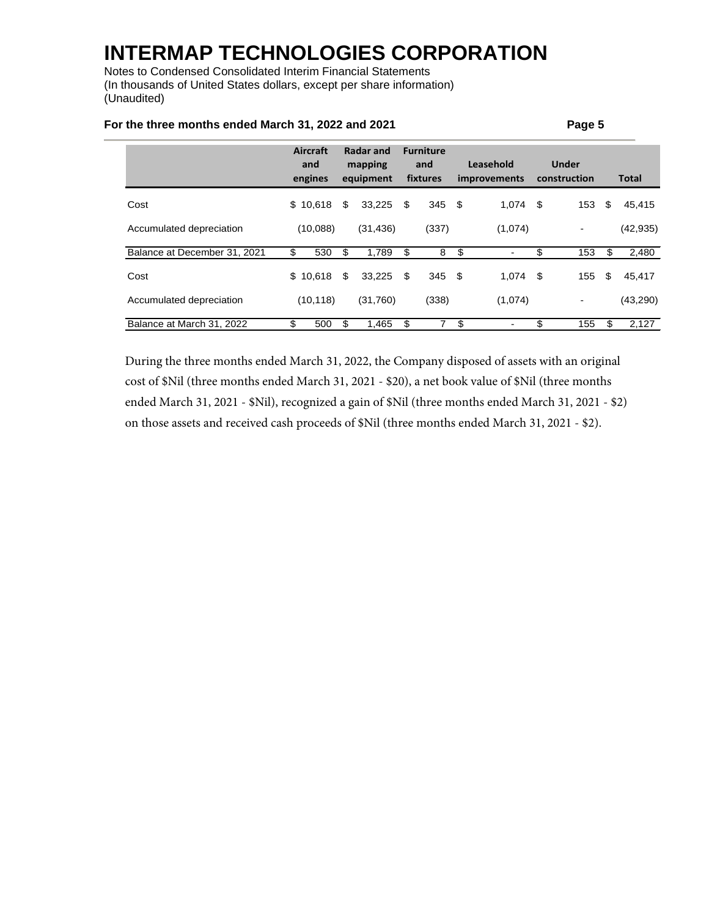| | Aircraft and engines | Radar and mapping equipment | Furniture and fixtures | Leasehold improvements | Under construction | Total |
|---|---|---|---|---|---|---|
| Cost | $ 10,618 | $ 33,225 | $ 345 | $ 1,074 | $ 153 | $ 45,415 |
| Accumulated depreciation | (10,088) | (31,436) | (337) | (1,074) | - | (42,935) |
| Balance at December 31, 2021 | $ 530 | $ 1,789 | $ 8 | $ - | $ 153 | $ 2,480 |
| Cost | $ 10,618 | $ 33,225 | $ 345 | $ 1,074 | $ 155 | $ 45,417 |
| Accumulated depreciation | (10,118) | (31,760) | (338) | (1,074) | - | (43,290) |
| Balance at March 31, 2022 | $ 500 | $ 1,465 | $ 7 | $ - | $ 155 | $ 2,127 |

During the three months ended March 31, 2022, the Company disposed of assets with an original cost of $Nil (three months ended March 31, 2021 - $20), a net book value of $Nil (three months ended March 31, 2021 - $Nil), recognized a gain of $Nil (three months ended March 31, 2021 - $2) on those assets and received cash proceeds of $Nil (three months ended March 31, 2021 - $2).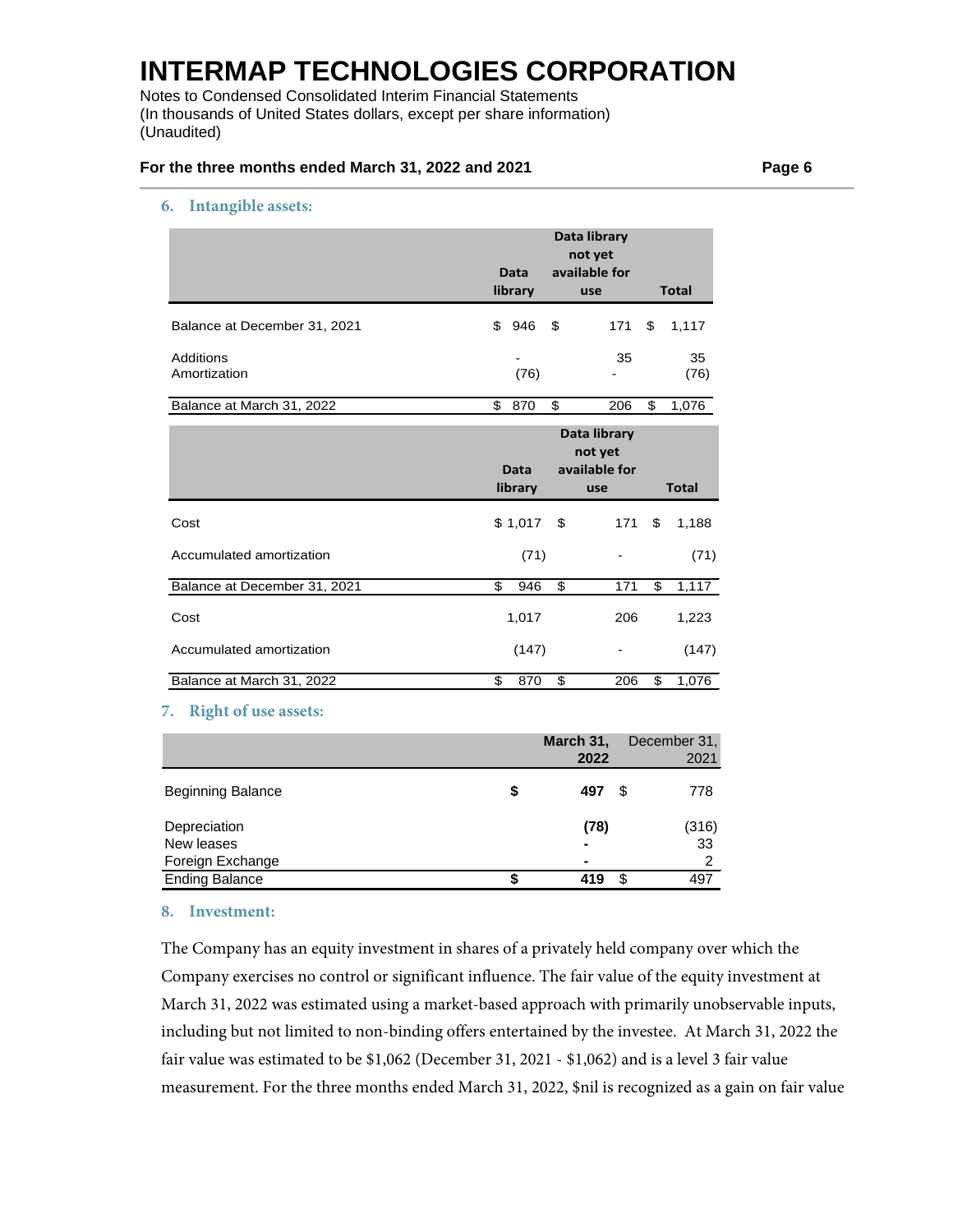## 6. Intangible assets:

| | Data library | Data library not yet available for use | Total |
|---|---|---|---|
| Balance at December 31, 2021 | $ 946 | $ 171 | $ 1,117 |
| Additions | - | 35 | 35 |
| Amortization | (76) | - | (76) |
| Balance at March 31, 2022 | $ 870 | $ 206 | $ 1,076 |

| | Data library | Data library not yet available for use | Total |
|---|---|---|---|
| Cost | $ 1,017 | $ 171 | $ 1,188 |
| Accumulated amortization | (71) | - | (71) |
| Balance at December 31, 2021 | $ 946 | $ 171 | $ 1,117 |
| Cost | 1,017 | 206 | 1,223 |
| Accumulated amortization | (147) | - | (147) |
| Balance at March 31, 2022 | $ 870 | $ 206 | $ 1,076 |

## 7. Right of use assets:

| | March 31, 2022 | December 31, 2021 |
|---|---|---|
| Beginning Balance | **$ 497** | $ 778 |
| Depreciation | **(78)** | (316) |
| New leases | **-** | 33 |
| Foreign Exchange | **-** | 2 |
| Ending Balance | **$ 419** | $ 497 |

## 8. Investment:

The Company has an equity investment in shares of a privately held company over which the Company exercises no control or significant influence. The fair value of the equity investment at March 31, 2022 was estimated using a market-based approach with primarily unobservable inputs, including but not limited to non-binding offers entertained by the investee. At March 31, 2022 the fair value was estimated to be $1,062 (December 31, 2021 - $1,062) and is a level 3 fair value measurement. For the three months ended March 31, 2022, $nil is recognized as a gain on fair value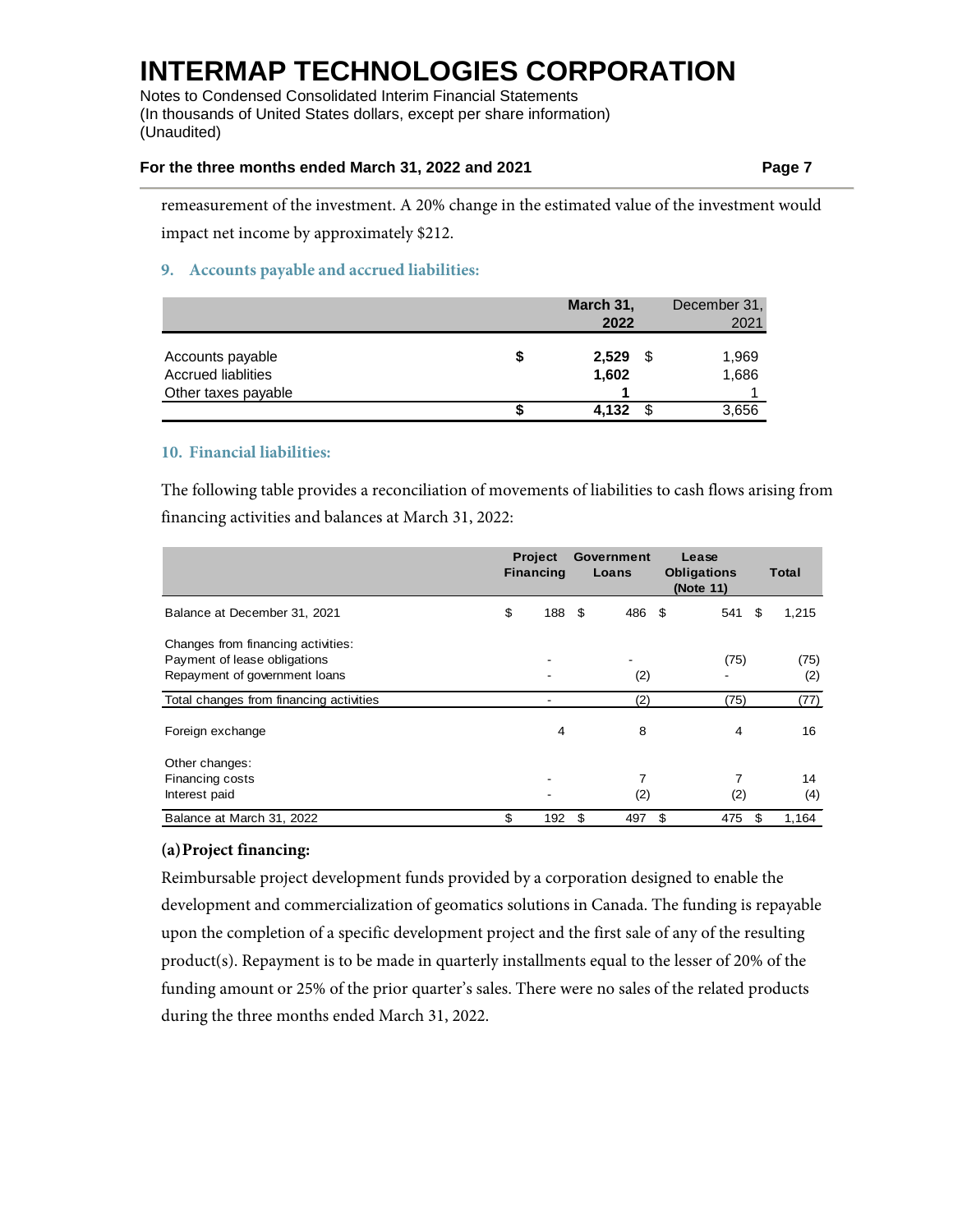remeasurement of the investment. A 20% change in the estimated value of the investment would impact net income by approximately $212.

## 9. Accounts payable and accrued liabilities:

| | March 31, 2022 | December 31, 2021 |
|---|---|---|
| Accounts payable | **$ 2,529** | $ 1,969 |
| Accrued liablities | **1,602** | 1,686 |
| Other taxes payable | **1** | 1 |
| | **$ 4,132** | $ 3,656 |

## 10. Financial liabilities:

The following table provides a reconciliation of movements of liabilities to cash flows arising from financing activities and balances at March 31, 2022:

| | Project Financing | Government Loans | Lease Obligations (Note 11) | Total |
|---|---|---|---|---|
| Balance at December 31, 2021 | $ 188 | $ 486 | $ 541 | $ 1,215 |
| Changes from financing activities: | | | | |
| Payment of lease obligations | - | - | (75) | (75) |
| Repayment of government loans | - | (2) | - | (2) |
| Total changes from financing activities | - | (2) | (75) | (77) |
| Foreign exchange | 4 | 8 | 4 | 16 |
| Other changes: | | | | |
| Financing costs | - | 7 | 7 | 14 |
| Interest paid | - | (2) | (2) | (4) |
| Balance at March 31, 2022 | $ 192 | $ 497 | $ 475 | $ 1,164 |

### (a) Project financing:

Reimbursable project development funds provided by a corporation designed to enable the development and commercialization of geomatics solutions in Canada. The funding is repayable upon the completion of a specific development project and the first sale of any of the resulting product(s). Repayment is to be made in quarterly installments equal to the lesser of 20% of the funding amount or 25% of the prior quarter's sales. There were no sales of the related products during the three months ended March 31, 2022.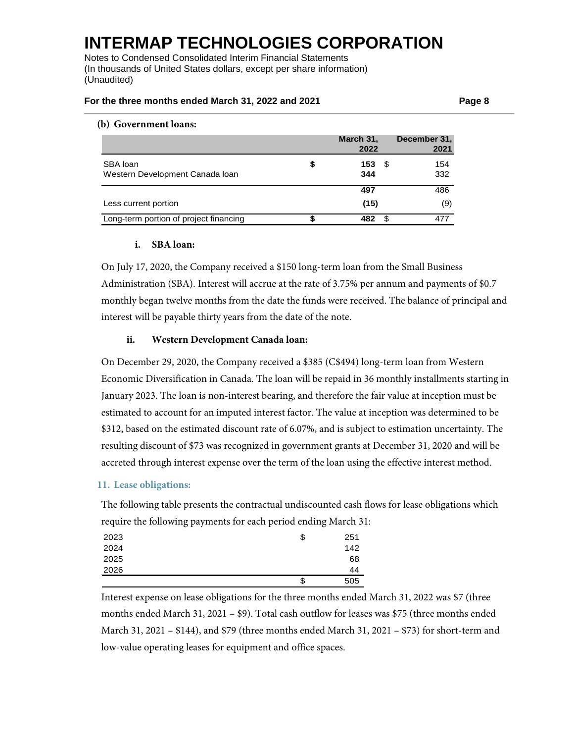**(b) Government loans:**

| | March 31, 2022 | December 31, 2021 |
|---|---|---|
| SBA loan | $ **153** | $ 154 |
| Western Development Canada loan | **344** | 332 |
| | **497** | 486 |
| Less current portion | **(15)** | (9) |
| Long-term portion of project financing | $ **482** | $ 477 |

**i. SBA loan:**

On July 17, 2020, the Company received a $150 long-term loan from the Small Business Administration (SBA). Interest will accrue at the rate of 3.75% per annum and payments of $0.7 monthly began twelve months from the date the funds were received. The balance of principal and interest will be payable thirty years from the date of the note.

**ii. Western Development Canada loan:**

On December 29, 2020, the Company received a $385 (C$494) long-term loan from Western Economic Diversification in Canada. The loan will be repaid in 36 monthly installments starting in January 2023. The loan is non-interest bearing, and therefore the fair value at inception must be estimated to account for an imputed interest factor. The value at inception was determined to be $312, based on the estimated discount rate of 6.07%, and is subject to estimation uncertainty. The resulting discount of $73 was recognized in government grants at December 31, 2020 and will be accreted through interest expense over the term of the loan using the effective interest method.

## 11. Lease obligations:

The following table presents the contractual undiscounted cash flows for lease obligations which require the following payments for each period ending March 31:

| | |
|---|---|
| 2023 | $ 251 |
| 2024 | 142 |
| 2025 | 68 |
| 2026 | 44 |
| | $ 505 |

Interest expense on lease obligations for the three months ended March 31, 2022 was $7 (three months ended March 31, 2021 – $9). Total cash outflow for leases was $75 (three months ended March 31, 2021 – $144), and $79 (three months ended March 31, 2021 – $73) for short-term and low-value operating leases for equipment and office spaces.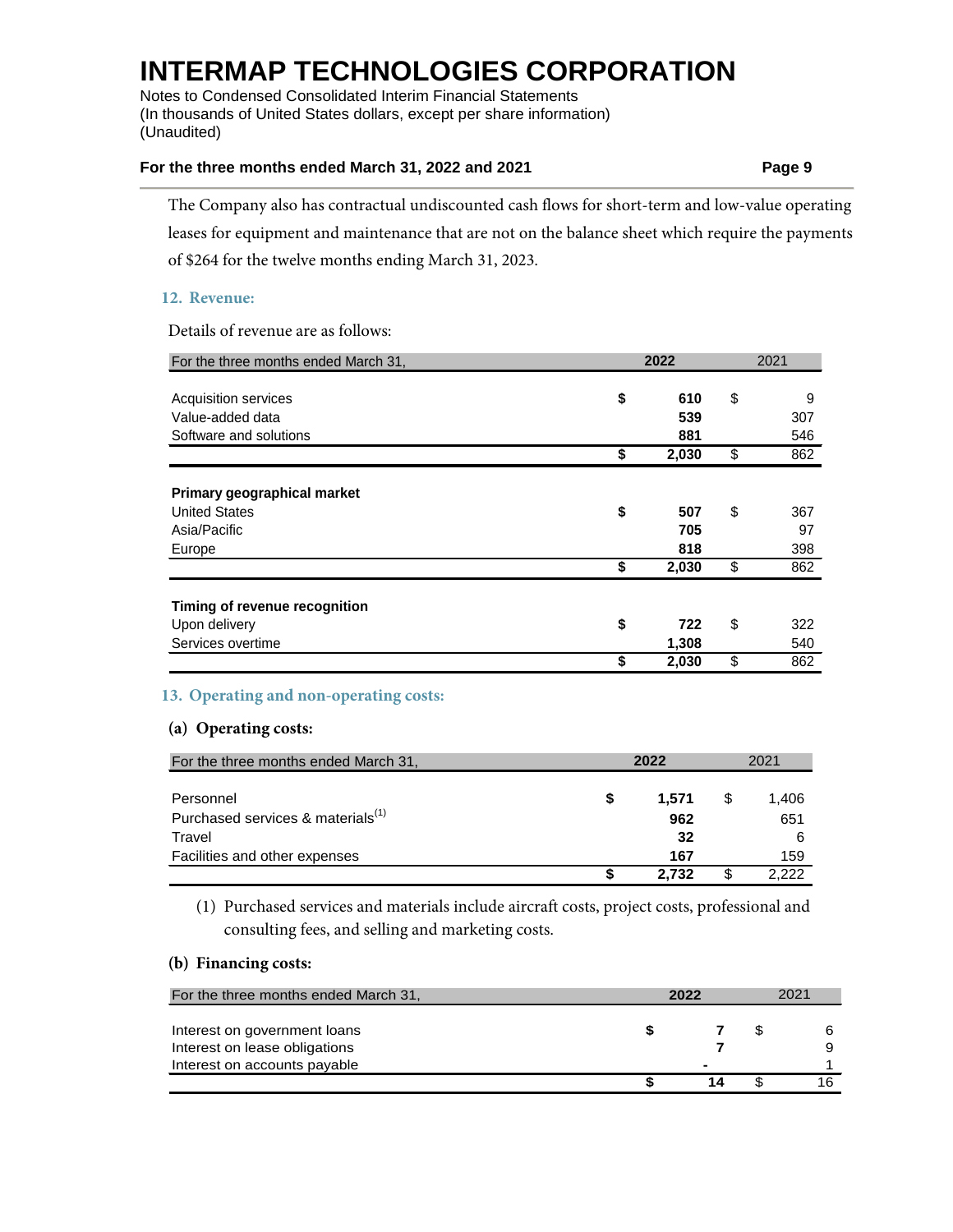The Company also has contractual undiscounted cash flows for short-term and low-value operating leases for equipment and maintenance that are not on the balance sheet which require the payments of $264 for the twelve months ending March 31, 2023.

## 12. Revenue:

Details of revenue are as follows:

| For the three months ended March 31, | 2022 | 2021 |
|---|---|---|
| Acquisition services | **$ 610** | $ 9 |
| Value-added data | **539** | 307 |
| Software and solutions | **881** | 546 |
| | **$ 2,030** | $ 862 |
| **Primary geographical market** | | |
| United States | **$ 507** | $ 367 |
| Asia/Pacific | **705** | 97 |
| Europe | **818** | 398 |
| | **$ 2,030** | $ 862 |
| **Timing of revenue recognition** | | |
| Upon delivery | **$ 722** | $ 322 |
| Services overtime | **1,308** | 540 |
| | **$ 2,030** | $ 862 |

## 13. Operating and non-operating costs:

### (a) Operating costs:

| For the three months ended March 31, | 2022 | 2021 |
|---|---|---|
| Personnel | **$ 1,571** | $ 1,406 |
| Purchased services & materials(1) | **962** | 651 |
| Travel | **32** | 6 |
| Facilities and other expenses | **167** | 159 |
| | **$ 2,732** | $ 2,222 |

(1) Purchased services and materials include aircraft costs, project costs, professional and consulting fees, and selling and marketing costs.

### (b) Financing costs:

| For the three months ended March 31, | 2022 | 2021 |
|---|---|---|
| Interest on government loans | **$ 7** | $ 6 |
| Interest on lease obligations | **7** | 9 |
| Interest on accounts payable | **-** | 1 |
| | **$ 14** | $ 16 |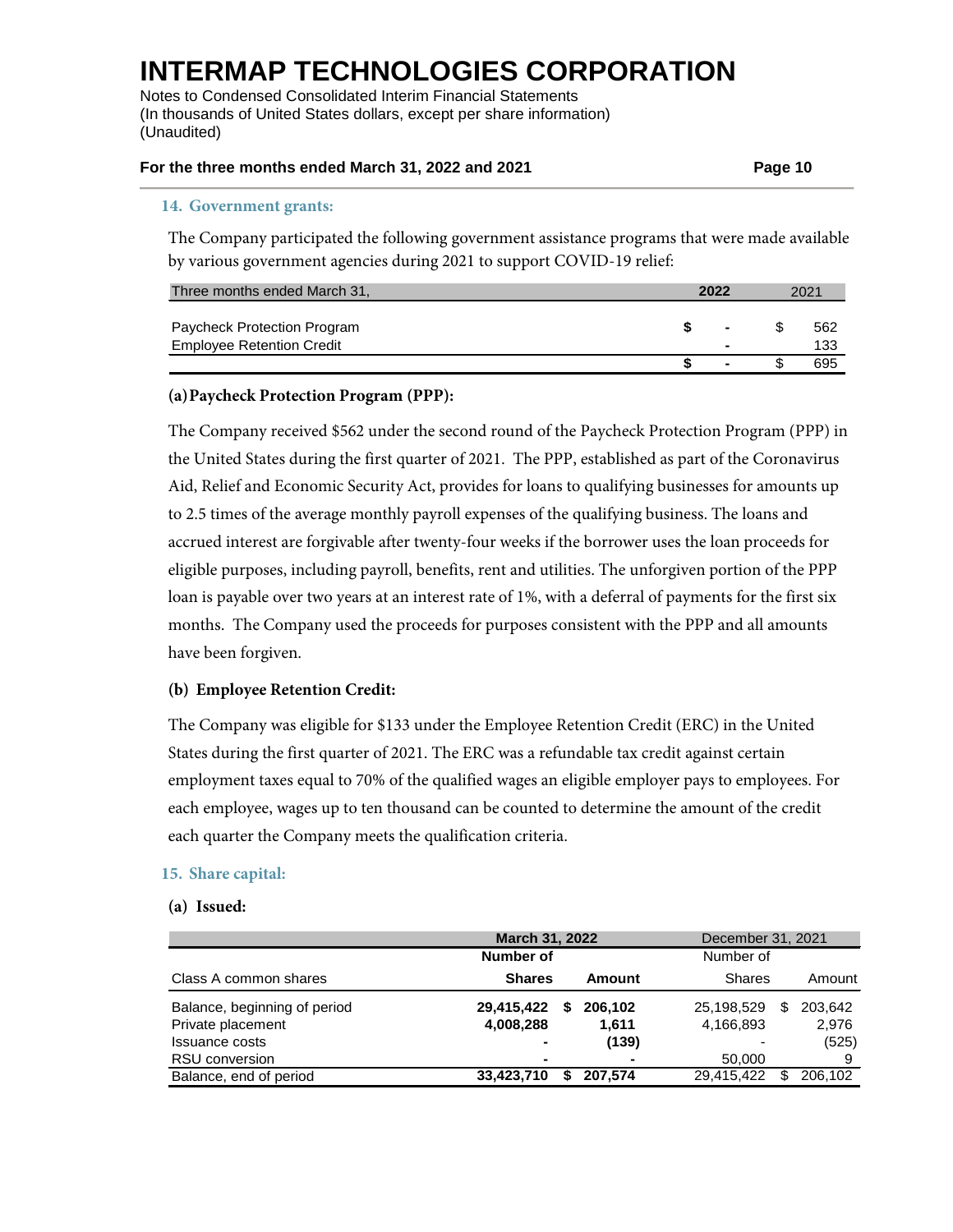## 14. Government grants:

The Company participated the following government assistance programs that were made available by various government agencies during 2021 to support COVID-19 relief:

| Three months ended March 31, | **2022** | 2021 |
|---|---|---|
| Paycheck Protection Program | **$ -** | $ 562 |
| Employee Retention Credit | **-** | 133 |
| | **$ -** | $ 695 |

### (a) Paycheck Protection Program (PPP):

The Company received $562 under the second round of the Paycheck Protection Program (PPP) in the United States during the first quarter of 2021. The PPP, established as part of the Coronavirus Aid, Relief and Economic Security Act, provides for loans to qualifying businesses for amounts up to 2.5 times of the average monthly payroll expenses of the qualifying business. The loans and accrued interest are forgivable after twenty-four weeks if the borrower uses the loan proceeds for eligible purposes, including payroll, benefits, rent and utilities. The unforgiven portion of the PPP loan is payable over two years at an interest rate of 1%, with a deferral of payments for the first six months. The Company used the proceeds for purposes consistent with the PPP and all amounts have been forgiven.

### (b) Employee Retention Credit:

The Company was eligible for $133 under the Employee Retention Credit (ERC) in the United States during the first quarter of 2021. The ERC was a refundable tax credit against certain employment taxes equal to 70% of the qualified wages an eligible employer pays to employees. For each employee, wages up to ten thousand can be counted to determine the amount of the credit each quarter the Company meets the qualification criteria.

## 15. Share capital:

### (a) Issued:

| | **March 31, 2022** | | December 31, 2021 | |
|---|---|---|---|---|
| Class A common shares | **Number of Shares** | **Amount** | Number of Shares | Amount |
| Balance, beginning of period | **29,415,422** | **$ 206,102** | 25,198,529 | $ 203,642 |
| Private placement | **4,008,288** | **1,611** | 4,166,893 | 2,976 |
| Issuance costs | **-** | **(139)** | - | (525) |
| RSU conversion | **-** | **-** | 50,000 | 9 |
| Balance, end of period | **33,423,710** | **$ 207,574** | 29,415,422 | $ 206,102 |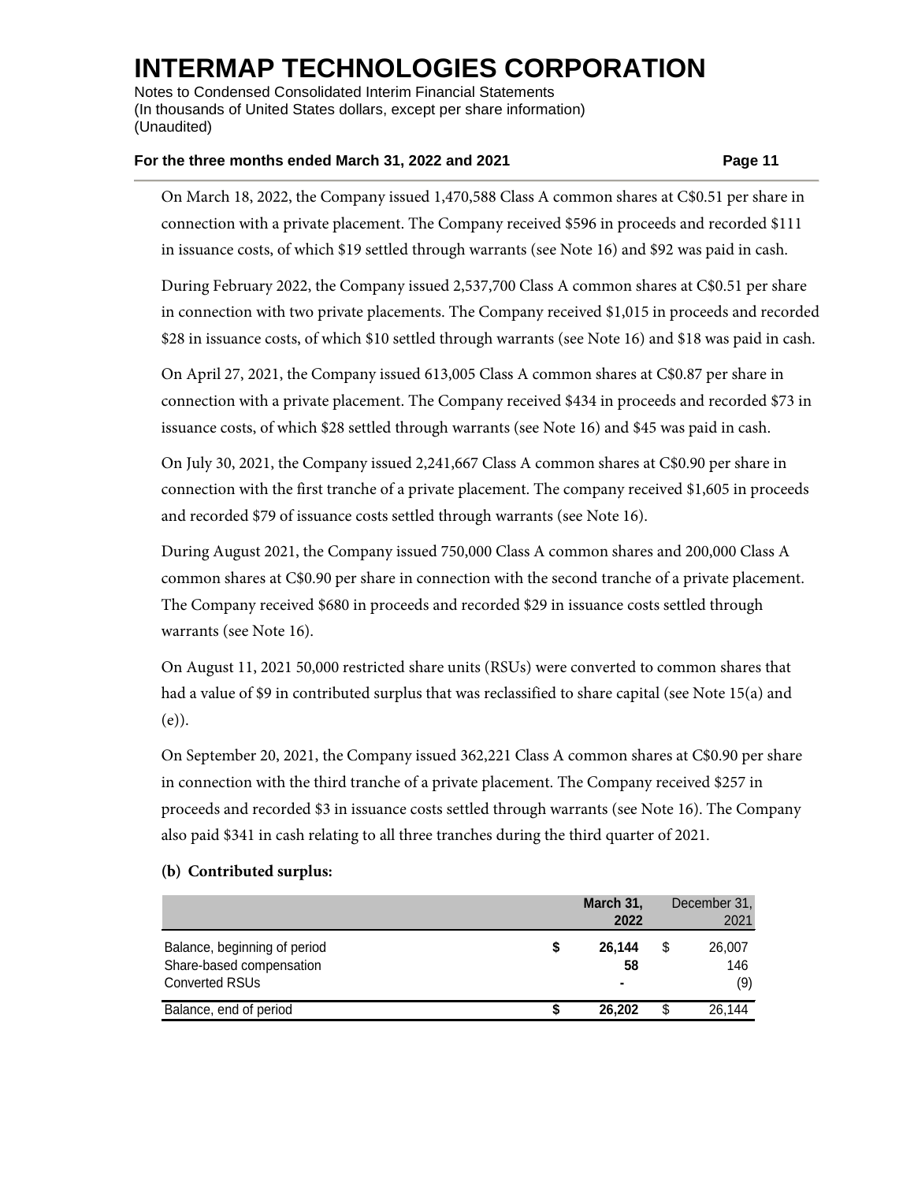On March 18, 2022, the Company issued 1,470,588 Class A common shares at C$0.51 per share in connection with a private placement. The Company received $596 in proceeds and recorded $111 in issuance costs, of which $19 settled through warrants (see Note 16) and $92 was paid in cash.

During February 2022, the Company issued 2,537,700 Class A common shares at C$0.51 per share in connection with two private placements. The Company received $1,015 in proceeds and recorded $28 in issuance costs, of which $10 settled through warrants (see Note 16) and $18 was paid in cash.

On April 27, 2021, the Company issued 613,005 Class A common shares at C$0.87 per share in connection with a private placement. The Company received $434 in proceeds and recorded $73 in issuance costs, of which $28 settled through warrants (see Note 16) and $45 was paid in cash.

On July 30, 2021, the Company issued 2,241,667 Class A common shares at C$0.90 per share in connection with the first tranche of a private placement. The company received $1,605 in proceeds and recorded $79 of issuance costs settled through warrants (see Note 16).

During August 2021, the Company issued 750,000 Class A common shares and 200,000 Class A common shares at C$0.90 per share in connection with the second tranche of a private placement. The Company received $680 in proceeds and recorded $29 in issuance costs settled through warrants (see Note 16).

On August 11, 2021 50,000 restricted share units (RSUs) were converted to common shares that had a value of $9 in contributed surplus that was reclassified to share capital (see Note 15(a) and (e)).

On September 20, 2021, the Company issued 362,221 Class A common shares at C$0.90 per share in connection with the third tranche of a private placement. The Company received $257 in proceeds and recorded $3 in issuance costs settled through warrants (see Note 16). The Company also paid $341 in cash relating to all three tranches during the third quarter of 2021.

**(b) Contributed surplus:**

| | **March 31, 2022** | December 31, 2021 |
|---|---|---|
| Balance, beginning of period | **$ 26,144** | $ 26,007 |
| Share-based compensation | **58** | 146 |
| Converted RSUs | **-** | (9) |
| Balance, end of period | **$ 26,202** | $ 26,144 |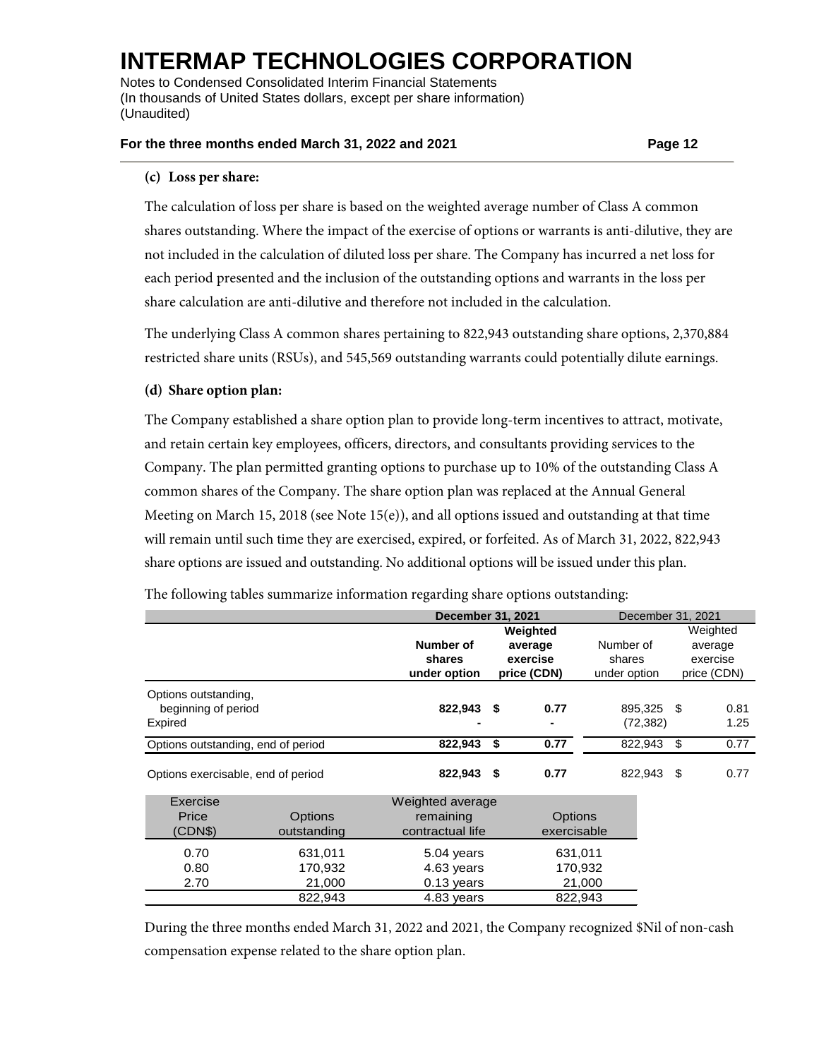### (c) Loss per share:

The calculation of loss per share is based on the weighted average number of Class A common shares outstanding. Where the impact of the exercise of options or warrants is anti-dilutive, they are not included in the calculation of diluted loss per share. The Company has incurred a net loss for each period presented and the inclusion of the outstanding options and warrants in the loss per share calculation are anti-dilutive and therefore not included in the calculation.

The underlying Class A common shares pertaining to 822,943 outstanding share options, 2,370,884 restricted share units (RSUs), and 545,569 outstanding warrants could potentially dilute earnings.

### (d) Share option plan:

The Company established a share option plan to provide long-term incentives to attract, motivate, and retain certain key employees, officers, directors, and consultants providing services to the Company. The plan permitted granting options to purchase up to 10% of the outstanding Class A common shares of the Company. The share option plan was replaced at the Annual General Meeting on March 15, 2018 (see Note 15(e)), and all options issued and outstanding at that time will remain until such time they are exercised, expired, or forfeited. As of March 31, 2022, 822,943 share options are issued and outstanding. No additional options will be issued under this plan.

The following tables summarize information regarding share options outstanding:

| | **December 31, 2021** | | December 31, 2021 | |
|---|---|---|---|---|
| | **Number of shares under option** | **Weighted average exercise price (CDN)** | Number of shares under option | Weighted average exercise price (CDN) |
| Options outstanding, beginning of period | **822,943** | **$ 0.77** | 895,325 | $ 0.81 |
| Expired | **-** | **-** | (72,382) | 1.25 |
| Options outstanding, end of period | **822,943** | **$ 0.77** | 822,943 | $ 0.77 |
| Options exercisable, end of period | **822,943** | **$ 0.77** | 822,943 | $ 0.77 |

| Exercise Price (CDN$) | Options outstanding | Weighted average remaining contractual life | Options exercisable |
|---|---|---|---|
| 0.70 | 631,011 | 5.04 years | 631,011 |
| 0.80 | 170,932 | 4.63 years | 170,932 |
| 2.70 | 21,000 | 0.13 years | 21,000 |
| | 822,943 | 4.83 years | 822,943 |

During the three months ended March 31, 2022 and 2021, the Company recognized $Nil of non-cash compensation expense related to the share option plan.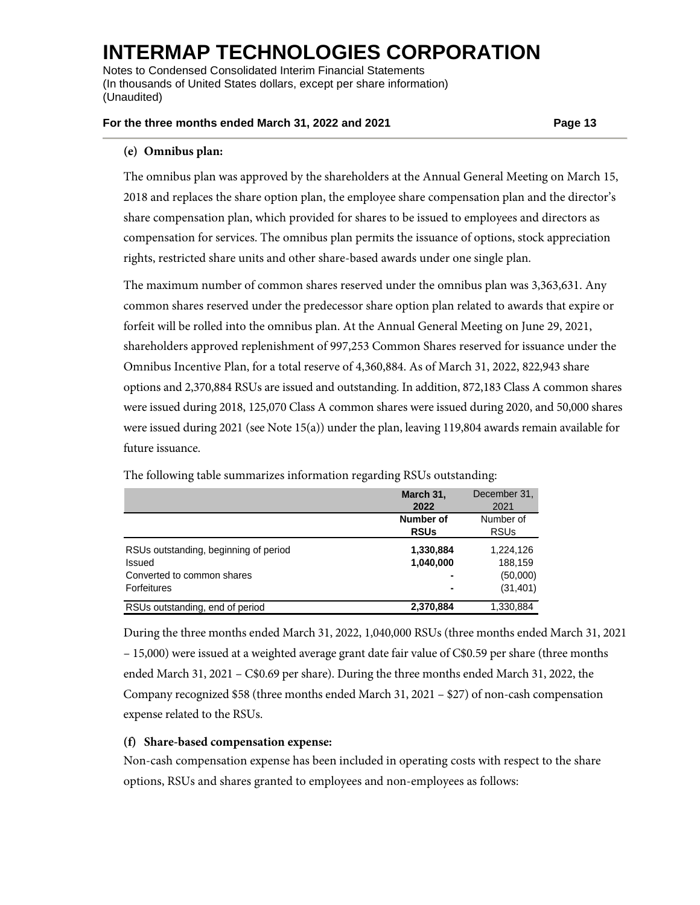**(e) Omnibus plan:**

The omnibus plan was approved by the shareholders at the Annual General Meeting on March 15, 2018 and replaces the share option plan, the employee share compensation plan and the director's share compensation plan, which provided for shares to be issued to employees and directors as compensation for services. The omnibus plan permits the issuance of options, stock appreciation rights, restricted share units and other share-based awards under one single plan.

The maximum number of common shares reserved under the omnibus plan was 3,363,631. Any common shares reserved under the predecessor share option plan related to awards that expire or forfeit will be rolled into the omnibus plan. At the Annual General Meeting on June 29, 2021, shareholders approved replenishment of 997,253 Common Shares reserved for issuance under the Omnibus Incentive Plan, for a total reserve of 4,360,884. As of March 31, 2022, 822,943 share options and 2,370,884 RSUs are issued and outstanding. In addition, 872,183 Class A common shares were issued during 2018, 125,070 Class A common shares were issued during 2020, and 50,000 shares were issued during 2021 (see Note 15(a)) under the plan, leaving 119,804 awards remain available for future issuance.

The following table summarizes information regarding RSUs outstanding:

| | **March 31, 2022** | December 31, 2021 |
|---|---|---|
| | **Number of RSUs** | Number of RSUs |
| RSUs outstanding, beginning of period | **1,330,884** | 1,224,126 |
| Issued | **1,040,000** | 188,159 |
| Converted to common shares | **-** | (50,000) |
| Forfeitures | **-** | (31,401) |
| RSUs outstanding, end of period | **2,370,884** | 1,330,884 |

During the three months ended March 31, 2022, 1,040,000 RSUs (three months ended March 31, 2021 – 15,000) were issued at a weighted average grant date fair value of C$0.59 per share (three months ended March 31, 2021 – C$0.69 per share). During the three months ended March 31, 2022, the Company recognized $58 (three months ended March 31, 2021 – $27) of non-cash compensation expense related to the RSUs.

**(f) Share-based compensation expense:**

Non-cash compensation expense has been included in operating costs with respect to the share options, RSUs and shares granted to employees and non-employees as follows: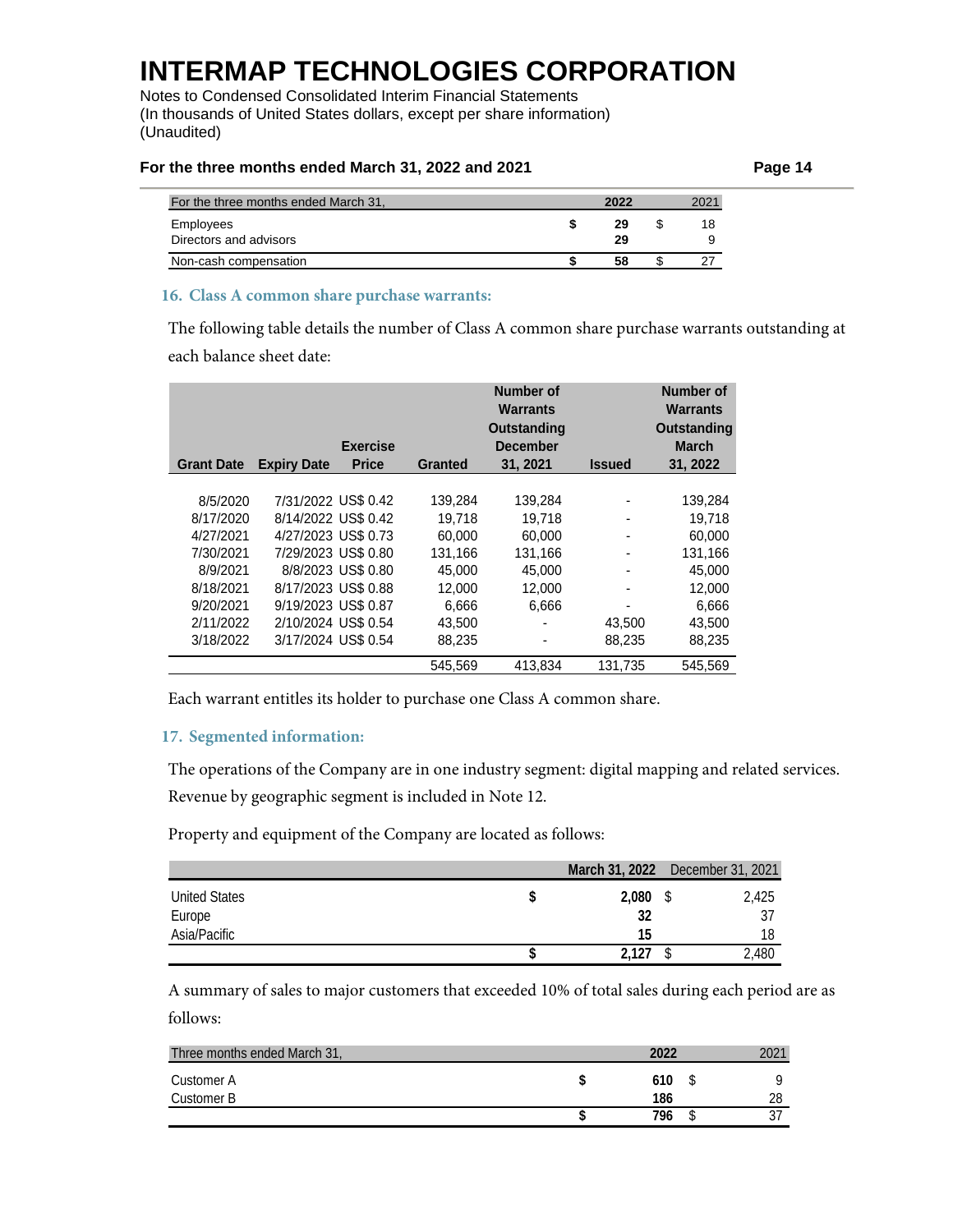| For the three months ended March 31, | | 2022 | | 2021 |
|---|---|---|---|---|
| Employees | $ | 29 | $ | 18 |
| Directors and advisors | | 29 | | 9 |
| Non-cash compensation | $ | 58 | $ | 27 |

## 16. Class A common share purchase warrants:

The following table details the number of Class A common share purchase warrants outstanding at each balance sheet date:

| Grant Date | Expiry Date | Exercise Price | Granted | Number of Warrants Outstanding December 31, 2021 | Issued | Number of Warrants Outstanding March 31, 2022 |
|---|---|---|---|---|---|---|
| 8/5/2020 | 7/31/2022 | US$ 0.42 | 139,284 | 139,284 | - | 139,284 |
| 8/17/2020 | 8/14/2022 | US$ 0.42 | 19,718 | 19,718 | - | 19,718 |
| 4/27/2021 | 4/27/2023 | US$ 0.73 | 60,000 | 60,000 | - | 60,000 |
| 7/30/2021 | 7/29/2023 | US$ 0.80 | 131,166 | 131,166 | - | 131,166 |
| 8/9/2021 | 8/8/2023 | US$ 0.80 | 45,000 | 45,000 | - | 45,000 |
| 8/18/2021 | 8/17/2023 | US$ 0.88 | 12,000 | 12,000 | - | 12,000 |
| 9/20/2021 | 9/19/2023 | US$ 0.87 | 6,666 | 6,666 | - | 6,666 |
| 2/11/2022 | 2/10/2024 | US$ 0.54 | 43,500 | - | 43,500 | 43,500 |
| 3/18/2022 | 3/17/2024 | US$ 0.54 | 88,235 | - | 88,235 | 88,235 |
| | | | 545,569 | 413,834 | 131,735 | 545,569 |

Each warrant entitles its holder to purchase one Class A common share.

## 17. Segmented information:

The operations of the Company are in one industry segment: digital mapping and related services. Revenue by geographic segment is included in Note 12.

Property and equipment of the Company are located as follows:

| | | March 31, 2022 | | December 31, 2021 |
|---|---|---|---|---|
| United States | $ | 2,080 | $ | 2,425 |
| Europe | | 32 | | 37 |
| Asia/Pacific | | 15 | | 18 |
| | $ | 2,127 | $ | 2,480 |

A summary of sales to major customers that exceeded 10% of total sales during each period are as follows:

| Three months ended March 31, | | 2022 | | 2021 |
|---|---|---|---|---|
| Customer A | $ | 610 | $ | 9 |
| Customer B | | 186 | | 28 |
| | $ | 796 | $ | 37 |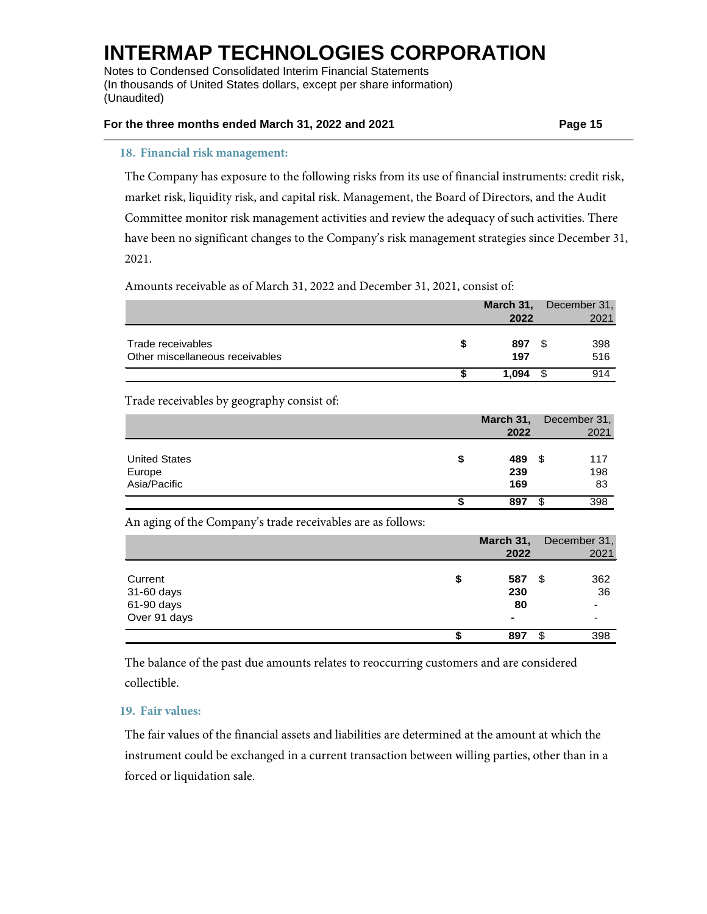## 18. Financial risk management:

The Company has exposure to the following risks from its use of financial instruments: credit risk, market risk, liquidity risk, and capital risk. Management, the Board of Directors, and the Audit Committee monitor risk management activities and review the adequacy of such activities. There have been no significant changes to the Company's risk management strategies since December 31, 2021.

Amounts receivable as of March 31, 2022 and December 31, 2021, consist of:

| | | March 31, 2022 | | December 31, 2021 |
|---|---|---|---|---|
| Trade receivables | $ | **897** | $ | 398 |
| Other miscellaneous receivables | | **197** | | 516 |
| | $ | **1,094** | $ | 914 |

Trade receivables by geography consist of:

| | | March 31, 2022 | | December 31, 2021 |
|---|---|---|---|---|
| United States | $ | **489** | $ | 117 |
| Europe | | **239** | | 198 |
| Asia/Pacific | | **169** | | 83 |
| | $ | **897** | $ | 398 |

An aging of the Company's trade receivables are as follows:

| | | March 31, 2022 | | December 31, 2021 |
|---|---|---|---|---|
| Current | $ | **587** | $ | 362 |
| 31-60 days | | **230** | | 36 |
| 61-90 days | | **80** | | - |
| Over 91 days | | **-** | | - |
| | $ | **897** | $ | 398 |

The balance of the past due amounts relates to reoccurring customers and are considered collectible.

## 19. Fair values:

The fair values of the financial assets and liabilities are determined at the amount at which the instrument could be exchanged in a current transaction between willing parties, other than in a forced or liquidation sale.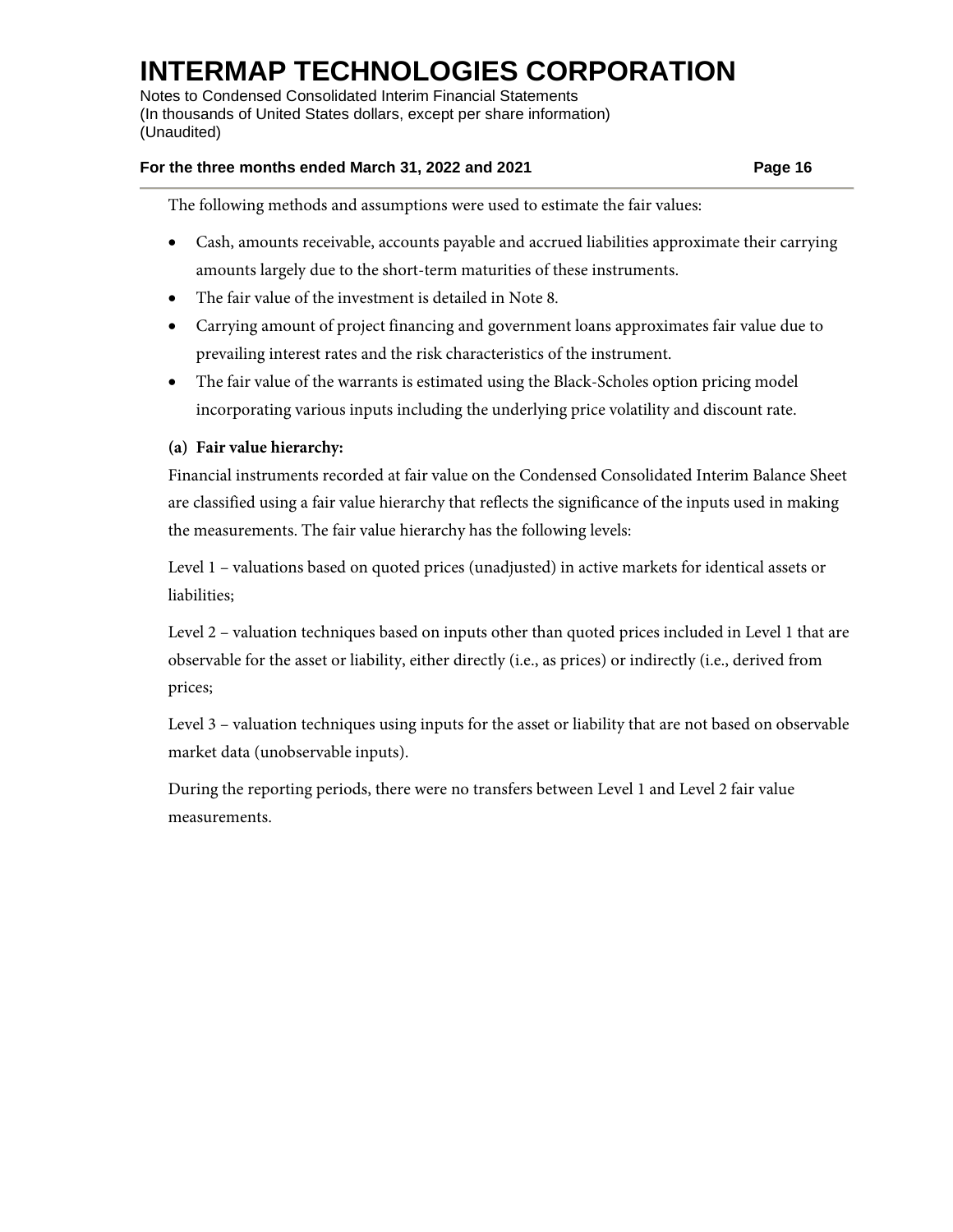The following methods and assumptions were used to estimate the fair values:

- Cash, amounts receivable, accounts payable and accrued liabilities approximate their carrying amounts largely due to the short-term maturities of these instruments.
- The fair value of the investment is detailed in Note 8.
- Carrying amount of project financing and government loans approximates fair value due to prevailing interest rates and the risk characteristics of the instrument.
- The fair value of the warrants is estimated using the Black-Scholes option pricing model incorporating various inputs including the underlying price volatility and discount rate.

**(a) Fair value hierarchy:**

Financial instruments recorded at fair value on the Condensed Consolidated Interim Balance Sheet are classified using a fair value hierarchy that reflects the significance of the inputs used in making the measurements. The fair value hierarchy has the following levels:

Level 1 – valuations based on quoted prices (unadjusted) in active markets for identical assets or liabilities;

Level 2 – valuation techniques based on inputs other than quoted prices included in Level 1 that are observable for the asset or liability, either directly (i.e., as prices) or indirectly (i.e., derived from prices;

Level 3 – valuation techniques using inputs for the asset or liability that are not based on observable market data (unobservable inputs).

During the reporting periods, there were no transfers between Level 1 and Level 2 fair value measurements.